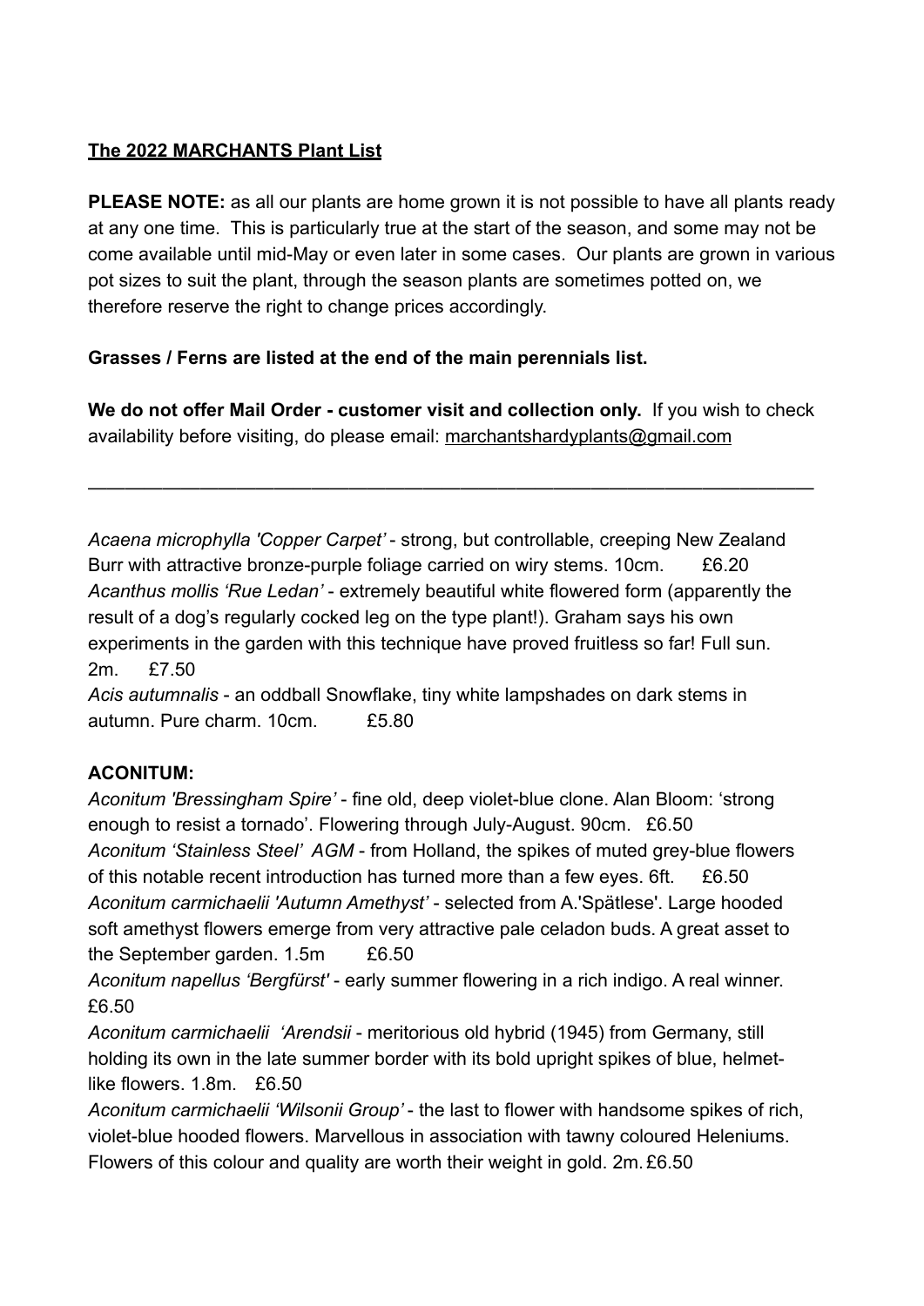**The 2022 MARCHANTS Plant List**

**PLEASE NOTE:** as all our plants are home grown it is not possible to have all plants ready at any one time. This is particularly true at the start of the season, and some may not be come available until mid-May or even later in some cases. Our plants are grown in various pot sizes to suit the plant, through the season plants are sometimes potted on, we therefore reserve the right to change prices accordingly.

**Grasses / Ferns are listed at the end of the main perennials list.**

**We do not offer Mail Order - customer visit and collection only.** If you wish to check availability before visiting, do please email: marchantshardyplants@gmail.com

---

*Acaena microphylla 'Copper Carpet'* - strong, but controllable, creeping New Zealand Burr with attractive bronze-purple foliage carried on wiry stems. 10cm. £6.20

*Acanthus mollis 'Rue Ledan'* - extremely beautiful white flowered form (apparently the result of a dog's regularly cocked leg on the type plant!). Graham says his own experiments in the garden with this technique have proved fruitless so far! Full sun. 2m. £7.50

*Acis autumnalis* - an oddball Snowflake, tiny white lampshades on dark stems in autumn. Pure charm. 10cm. £5.80

**ACONITUM:**

*Aconitum 'Bressingham Spire'* - fine old, deep violet-blue clone. Alan Bloom: 'strong enough to resist a tornado'. Flowering through July-August. 90cm. £6.50

*Aconitum 'Stainless Steel' AGM* - from Holland, the spikes of muted grey-blue flowers of this notable recent introduction has turned more than a few eyes. 6ft. £6.50

*Aconitum carmichaelii 'Autumn Amethyst'* - selected from A.'Spätlese'. Large hooded soft amethyst flowers emerge from very attractive pale celadon buds. A great asset to the September garden. 1.5m £6.50

*Aconitum napellus 'Bergfürst'* - early summer flowering in a rich indigo. A real winner. £6.50

*Aconitum carmichaelii 'Arendsii* - meritorious old hybrid (1945) from Germany, still holding its own in the late summer border with its bold upright spikes of blue, helmet-like flowers. 1.8m. £6.50

*Aconitum carmichaelii 'Wilsonii Group'* - the last to flower with handsome spikes of rich, violet-blue hooded flowers. Marvellous in association with tawny coloured Heleniums. Flowers of this colour and quality are worth their weight in gold. 2m. £6.50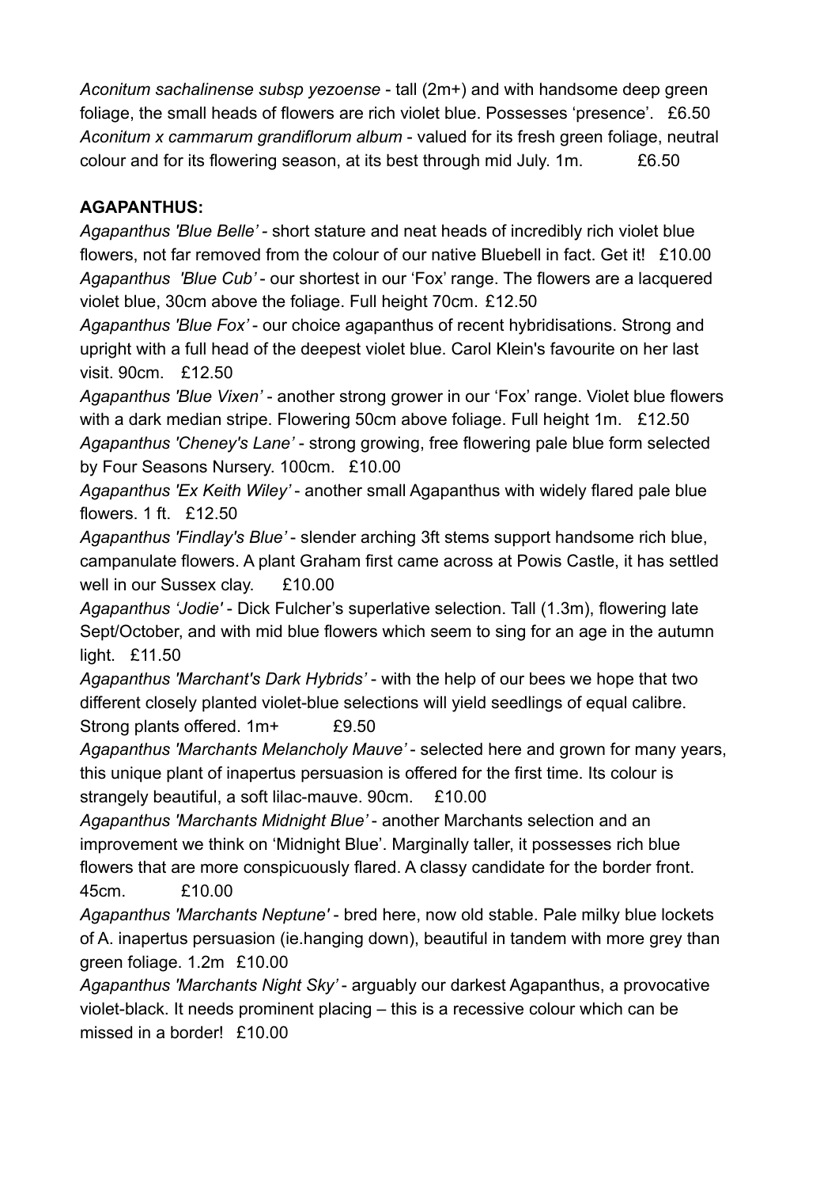*Aconitum sachalinense subsp yezoense* - tall (2m+) and with handsome deep green foliage, the small heads of flowers are rich violet blue. Possesses 'presence'. £6.50
*Aconitum x cammarum grandiflorum album* - valued for its fresh green foliage, neutral colour and for its flowering season, at its best through mid July. 1m. £6.50

**AGAPANTHUS:**

*Agapanthus 'Blue Belle'* - short stature and neat heads of incredibly rich violet blue flowers, not far removed from the colour of our native Bluebell in fact. Get it! £10.00
*Agapanthus 'Blue Cub'* - our shortest in our 'Fox' range. The flowers are a lacquered violet blue, 30cm above the foliage. Full height 70cm. £12.50
*Agapanthus 'Blue Fox'* - our choice agapanthus of recent hybridisations. Strong and upright with a full head of the deepest violet blue. Carol Klein's favourite on her last visit. 90cm. £12.50
*Agapanthus 'Blue Vixen'* - another strong grower in our 'Fox' range. Violet blue flowers with a dark median stripe. Flowering 50cm above foliage. Full height 1m. £12.50
*Agapanthus 'Cheney's Lane'* - strong growing, free flowering pale blue form selected by Four Seasons Nursery. 100cm. £10.00
*Agapanthus 'Ex Keith Wiley'* - another small Agapanthus with widely flared pale blue flowers. 1 ft. £12.50
*Agapanthus 'Findlay's Blue'* - slender arching 3ft stems support handsome rich blue, campanulate flowers. A plant Graham first came across at Powis Castle, it has settled well in our Sussex clay. £10.00
*Agapanthus 'Jodie'* - Dick Fulcher's superlative selection. Tall (1.3m), flowering late Sept/October, and with mid blue flowers which seem to sing for an age in the autumn light. £11.50
*Agapanthus 'Marchant's Dark Hybrids'* - with the help of our bees we hope that two different closely planted violet-blue selections will yield seedlings of equal calibre. Strong plants offered. 1m+ £9.50
*Agapanthus 'Marchants Melancholy Mauve'* - selected here and grown for many years, this unique plant of inapertus persuasion is offered for the first time. Its colour is strangely beautiful, a soft lilac-mauve. 90cm. £10.00
*Agapanthus 'Marchants Midnight Blue'* - another Marchants selection and an improvement we think on 'Midnight Blue'. Marginally taller, it possesses rich blue flowers that are more conspicuously flared. A classy candidate for the border front. 45cm. £10.00
*Agapanthus 'Marchants Neptune'* - bred here, now old stable. Pale milky blue lockets of A. inapertus persuasion (ie.hanging down), beautiful in tandem with more grey than green foliage. 1.2m £10.00
*Agapanthus 'Marchants Night Sky'* - arguably our darkest Agapanthus, a provocative violet-black. It needs prominent placing – this is a recessive colour which can be missed in a border! £10.00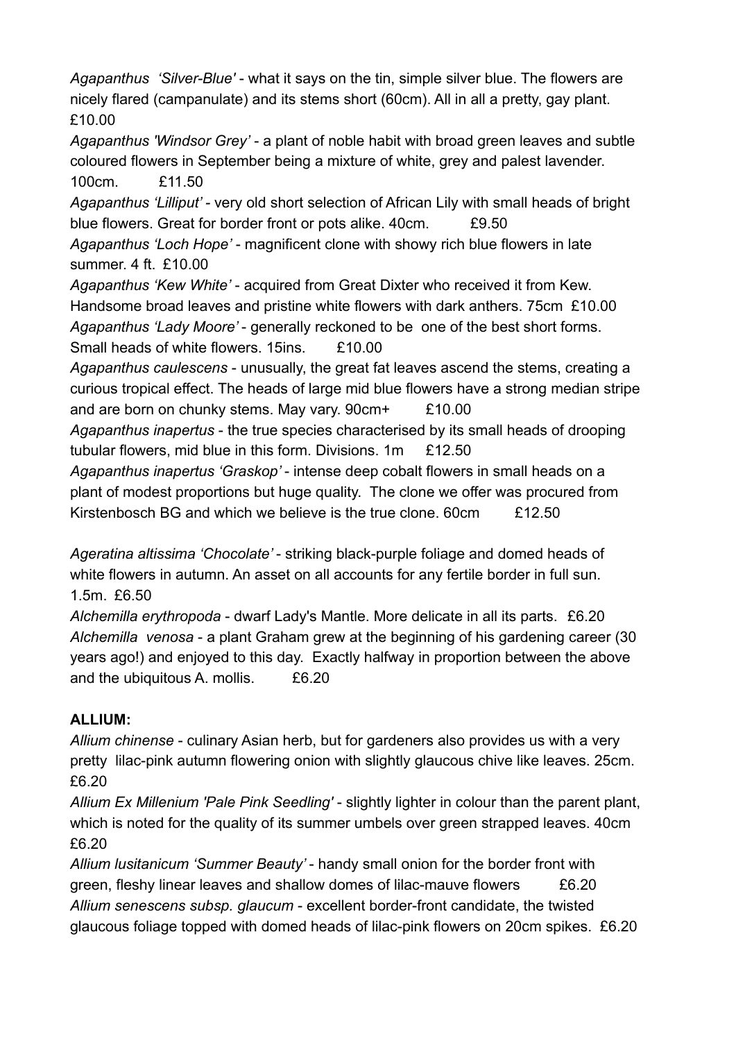*Agapanthus 'Silver-Blue'* - what it says on the tin, simple silver blue. The flowers are nicely flared (campanulate) and its stems short (60cm). All in all a pretty, gay plant. £10.00

*Agapanthus 'Windsor Grey'* - a plant of noble habit with broad green leaves and subtle coloured flowers in September being a mixture of white, grey and palest lavender. 100cm. £11.50

*Agapanthus 'Lilliput'* - very old short selection of African Lily with small heads of bright blue flowers. Great for border front or pots alike. 40cm. £9.50

*Agapanthus 'Loch Hope'* - magnificent clone with showy rich blue flowers in late summer. 4 ft. £10.00

*Agapanthus 'Kew White'* - acquired from Great Dixter who received it from Kew. Handsome broad leaves and pristine white flowers with dark anthers. 75cm £10.00

*Agapanthus 'Lady Moore'* - generally reckoned to be one of the best short forms. Small heads of white flowers. 15ins. £10.00

*Agapanthus caulescens* - unusually, the great fat leaves ascend the stems, creating a curious tropical effect. The heads of large mid blue flowers have a strong median stripe and are born on chunky stems. May vary. 90cm+ £10.00

*Agapanthus inapertus* - the true species characterised by its small heads of drooping tubular flowers, mid blue in this form. Divisions. 1m £12.50

*Agapanthus inapertus 'Graskop'* - intense deep cobalt flowers in small heads on a plant of modest proportions but huge quality. The clone we offer was procured from Kirstenbosch BG and which we believe is the true clone. 60cm £12.50

*Ageratina altissima 'Chocolate'* - striking black-purple foliage and domed heads of white flowers in autumn. An asset on all accounts for any fertile border in full sun. 1.5m. £6.50

*Alchemilla erythropoda* - dwarf Lady's Mantle. More delicate in all its parts. £6.20

*Alchemilla venosa* - a plant Graham grew at the beginning of his gardening career (30 years ago!) and enjoyed to this day. Exactly halfway in proportion between the above and the ubiquitous A. mollis. £6.20

**ALLIUM:**

*Allium chinense* - culinary Asian herb, but for gardeners also provides us with a very pretty lilac-pink autumn flowering onion with slightly glaucous chive like leaves. 25cm. £6.20

*Allium Ex Millenium 'Pale Pink Seedling'* - slightly lighter in colour than the parent plant, which is noted for the quality of its summer umbels over green strapped leaves. 40cm £6.20

*Allium lusitanicum 'Summer Beauty'* - handy small onion for the border front with green, fleshy linear leaves and shallow domes of lilac-mauve flowers £6.20

*Allium senescens subsp. glaucum* - excellent border-front candidate, the twisted glaucous foliage topped with domed heads of lilac-pink flowers on 20cm spikes. £6.20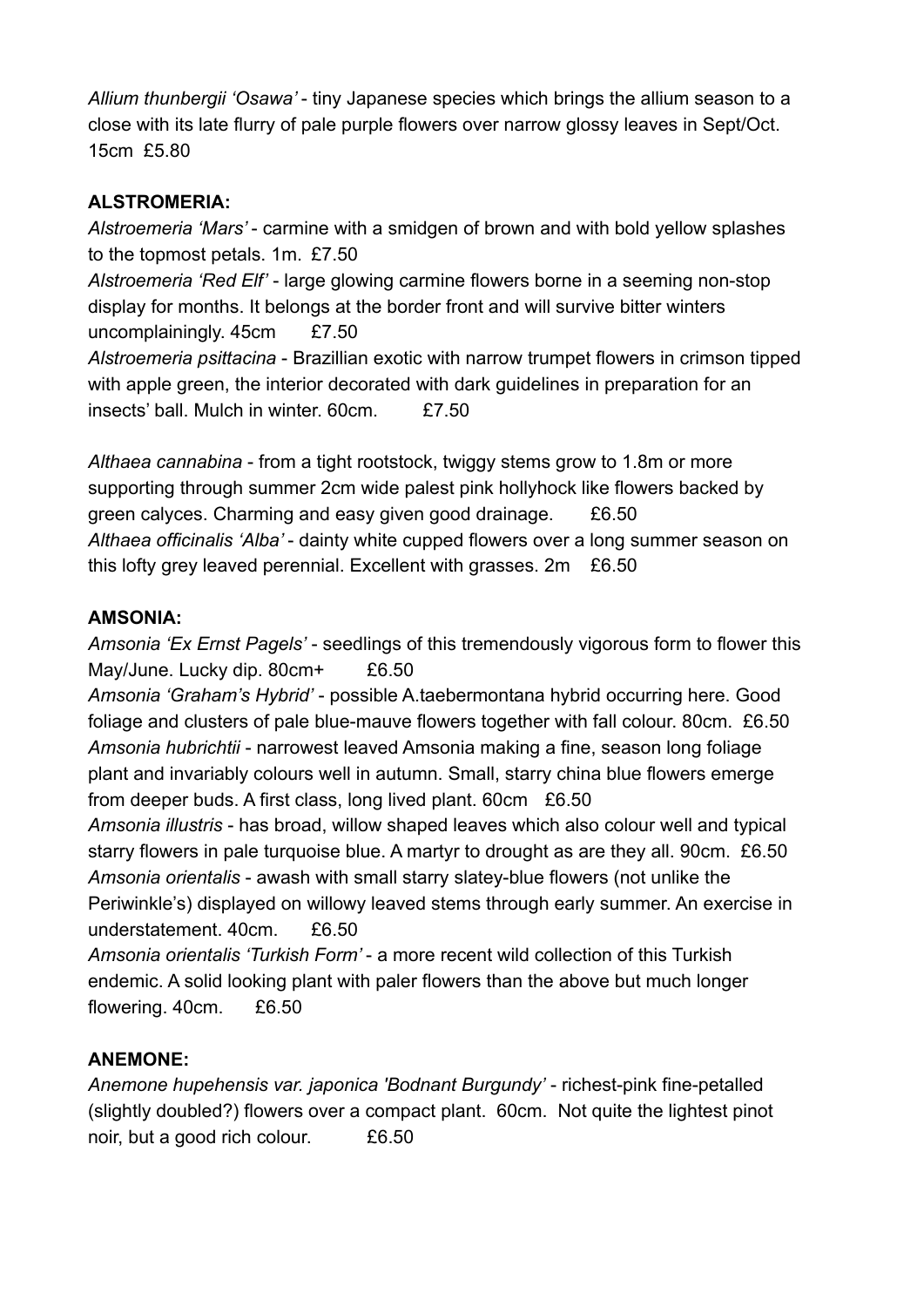*Allium thunbergii 'Osawa'* - tiny Japanese species which brings the allium season to a close with its late flurry of pale purple flowers over narrow glossy leaves in Sept/Oct. 15cm £5.80

**ALSTROMERIA:**

*Alstroemeria 'Mars'* - carmine with a smidgen of brown and with bold yellow splashes to the topmost petals. 1m. £7.50

*Alstroemeria 'Red Elf'* - large glowing carmine flowers borne in a seeming non-stop display for months. It belongs at the border front and will survive bitter winters uncomplainingly. 45cm £7.50

*Alstroemeria psittacina* - Brazillian exotic with narrow trumpet flowers in crimson tipped with apple green, the interior decorated with dark guidelines in preparation for an insects' ball. Mulch in winter. 60cm. £7.50

*Althaea cannabina* - from a tight rootstock, twiggy stems grow to 1.8m or more supporting through summer 2cm wide palest pink hollyhock like flowers backed by green calyces. Charming and easy given good drainage. £6.50

*Althaea officinalis 'Alba'* - dainty white cupped flowers over a long summer season on this lofty grey leaved perennial. Excellent with grasses. 2m £6.50

**AMSONIA:**

*Amsonia 'Ex Ernst Pagels'* - seedlings of this tremendously vigorous form to flower this May/June. Lucky dip. 80cm+ £6.50

*Amsonia 'Graham's Hybrid'* - possible A.taebermontana hybrid occurring here. Good foliage and clusters of pale blue-mauve flowers together with fall colour. 80cm. £6.50

*Amsonia hubrichtii* - narrowest leaved Amsonia making a fine, season long foliage plant and invariably colours well in autumn. Small, starry china blue flowers emerge from deeper buds. A first class, long lived plant. 60cm £6.50

*Amsonia illustris* - has broad, willow shaped leaves which also colour well and typical starry flowers in pale turquoise blue. A martyr to drought as are they all. 90cm. £6.50

*Amsonia orientalis* - awash with small starry slatey-blue flowers (not unlike the Periwinkle's) displayed on willowy leaved stems through early summer. An exercise in understatement. 40cm. £6.50

*Amsonia orientalis 'Turkish Form'* - a more recent wild collection of this Turkish endemic. A solid looking plant with paler flowers than the above but much longer flowering. 40cm. £6.50

**ANEMONE:**

*Anemone hupehensis var. japonica 'Bodnant Burgundy'* - richest-pink fine-petalled (slightly doubled?) flowers over a compact plant. 60cm. Not quite the lightest pinot noir, but a good rich colour. £6.50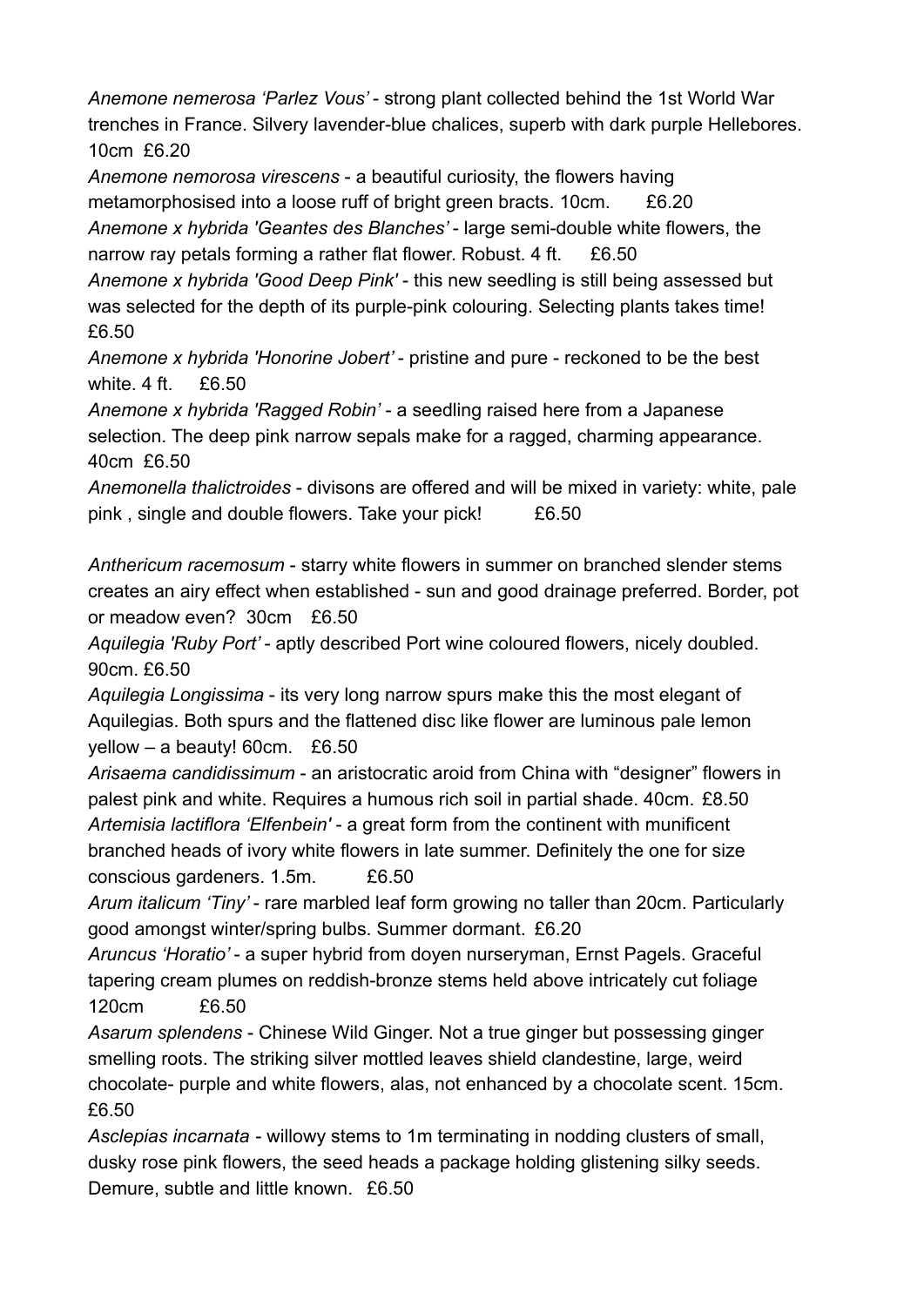*Anemone nemerosa 'Parlez Vous'* - strong plant collected behind the 1st World War trenches in France. Silvery lavender-blue chalices, superb with dark purple Hellebores. 10cm £6.20

*Anemone nemorosa virescens* - a beautiful curiosity, the flowers having metamorphosised into a loose ruff of bright green bracts. 10cm. £6.20

*Anemone x hybrida 'Geantes des Blanches'* - large semi-double white flowers, the narrow ray petals forming a rather flat flower. Robust. 4 ft. £6.50

*Anemone x hybrida 'Good Deep Pink'* - this new seedling is still being assessed but was selected for the depth of its purple-pink colouring. Selecting plants takes time! £6.50

*Anemone x hybrida 'Honorine Jobert'* - pristine and pure - reckoned to be the best white. 4 ft. £6.50

*Anemone x hybrida 'Ragged Robin'* - a seedling raised here from a Japanese selection. The deep pink narrow sepals make for a ragged, charming appearance. 40cm £6.50

*Anemonella thalictroides* - divisons are offered and will be mixed in variety: white, pale pink , single and double flowers. Take your pick! £6.50

*Anthericum racemosum* - starry white flowers in summer on branched slender stems creates an airy effect when established - sun and good drainage preferred. Border, pot or meadow even? 30cm £6.50

*Aquilegia 'Ruby Port'* - aptly described Port wine coloured flowers, nicely doubled. 90cm. £6.50

*Aquilegia Longissima* - its very long narrow spurs make this the most elegant of Aquilegias. Both spurs and the flattened disc like flower are luminous pale lemon yellow – a beauty! 60cm. £6.50

*Arisaema candidissimum* - an aristocratic aroid from China with "designer" flowers in palest pink and white. Requires a humous rich soil in partial shade. 40cm. £8.50

*Artemisia lactiflora 'Elfenbein'* - a great form from the continent with munificent branched heads of ivory white flowers in late summer. Definitely the one for size conscious gardeners. 1.5m. £6.50

*Arum italicum 'Tiny'* - rare marbled leaf form growing no taller than 20cm. Particularly good amongst winter/spring bulbs. Summer dormant. £6.20

*Aruncus 'Horatio'* - a super hybrid from doyen nurseryman, Ernst Pagels. Graceful tapering cream plumes on reddish-bronze stems held above intricately cut foliage 120cm £6.50

*Asarum splendens* - Chinese Wild Ginger. Not a true ginger but possessing ginger smelling roots. The striking silver mottled leaves shield clandestine, large, weird chocolate- purple and white flowers, alas, not enhanced by a chocolate scent. 15cm. £6.50

*Asclepias incarnata* - willowy stems to 1m terminating in nodding clusters of small, dusky rose pink flowers, the seed heads a package holding glistening silky seeds. Demure, subtle and little known. £6.50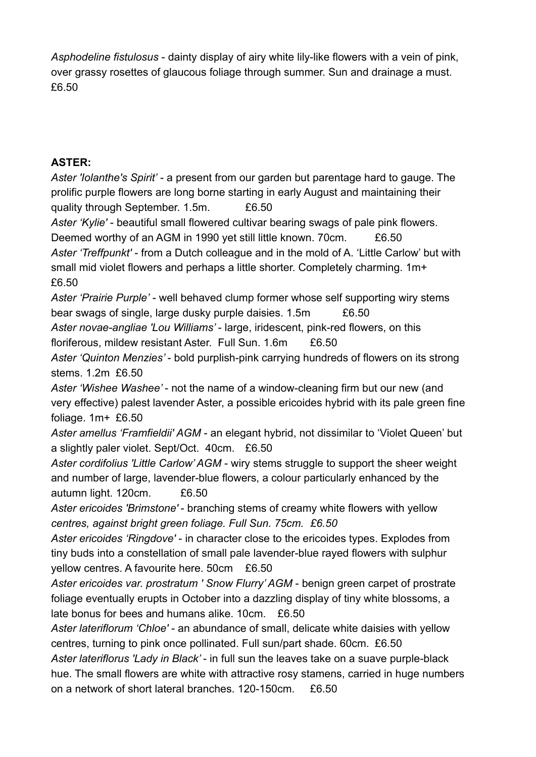*Asphodeline fistulosus* - dainty display of airy white lily-like flowers with a vein of pink, over grassy rosettes of glaucous foliage through summer. Sun and drainage a must. £6.50

**ASTER:**

*Aster 'Iolanthe's Spirit'* - a present from our garden but parentage hard to gauge. The prolific purple flowers are long borne starting in early August and maintaining their quality through September. 1.5m. £6.50

*Aster 'Kylie'* - beautiful small flowered cultivar bearing swags of pale pink flowers. Deemed worthy of an AGM in 1990 yet still little known. 70cm. £6.50

*Aster 'Treffpunkt'* - from a Dutch colleague and in the mold of A. 'Little Carlow' but with small mid violet flowers and perhaps a little shorter. Completely charming. 1m+ £6.50

*Aster 'Prairie Purple'* - well behaved clump former whose self supporting wiry stems bear swags of single, large dusky purple daisies. 1.5m £6.50

*Aster novae-angliae 'Lou Williams'* - large, iridescent, pink-red flowers, on this floriferous, mildew resistant Aster. Full Sun. 1.6m £6.50

*Aster 'Quinton Menzies'* - bold purplish-pink carrying hundreds of flowers on its strong stems. 1.2m £6.50

*Aster 'Wishee Washee'* - not the name of a window-cleaning firm but our new (and very effective) palest lavender Aster, a possible ericoides hybrid with its pale green fine foliage. 1m+ £6.50

*Aster amellus 'Framfieldii' AGM* - an elegant hybrid, not dissimilar to 'Violet Queen' but a slightly paler violet. Sept/Oct. 40cm. £6.50

*Aster cordifolius 'Little Carlow' AGM* - wiry stems struggle to support the sheer weight and number of large, lavender-blue flowers, a colour particularly enhanced by the autumn light. 120cm. £6.50

*Aster ericoides 'Brimstone'* - branching stems of creamy white flowers with yellow *centres, against bright green foliage. Full Sun. 75cm. £6.50*

*Aster ericoides 'Ringdove'* - in character close to the ericoides types. Explodes from tiny buds into a constellation of small pale lavender-blue rayed flowers with sulphur yellow centres. A favourite here. 50cm £6.50

*Aster ericoides var. prostratum ' Snow Flurry' AGM* - benign green carpet of prostrate foliage eventually erupts in October into a dazzling display of tiny white blossoms, a late bonus for bees and humans alike. 10cm. £6.50

*Aster lateriflorum 'Chloe'* - an abundance of small, delicate white daisies with yellow centres, turning to pink once pollinated. Full sun/part shade. 60cm. £6.50

*Aster lateriflorus 'Lady in Black'* - in full sun the leaves take on a suave purple-black hue. The small flowers are white with attractive rosy stamens, carried in huge numbers on a network of short lateral branches. 120-150cm. £6.50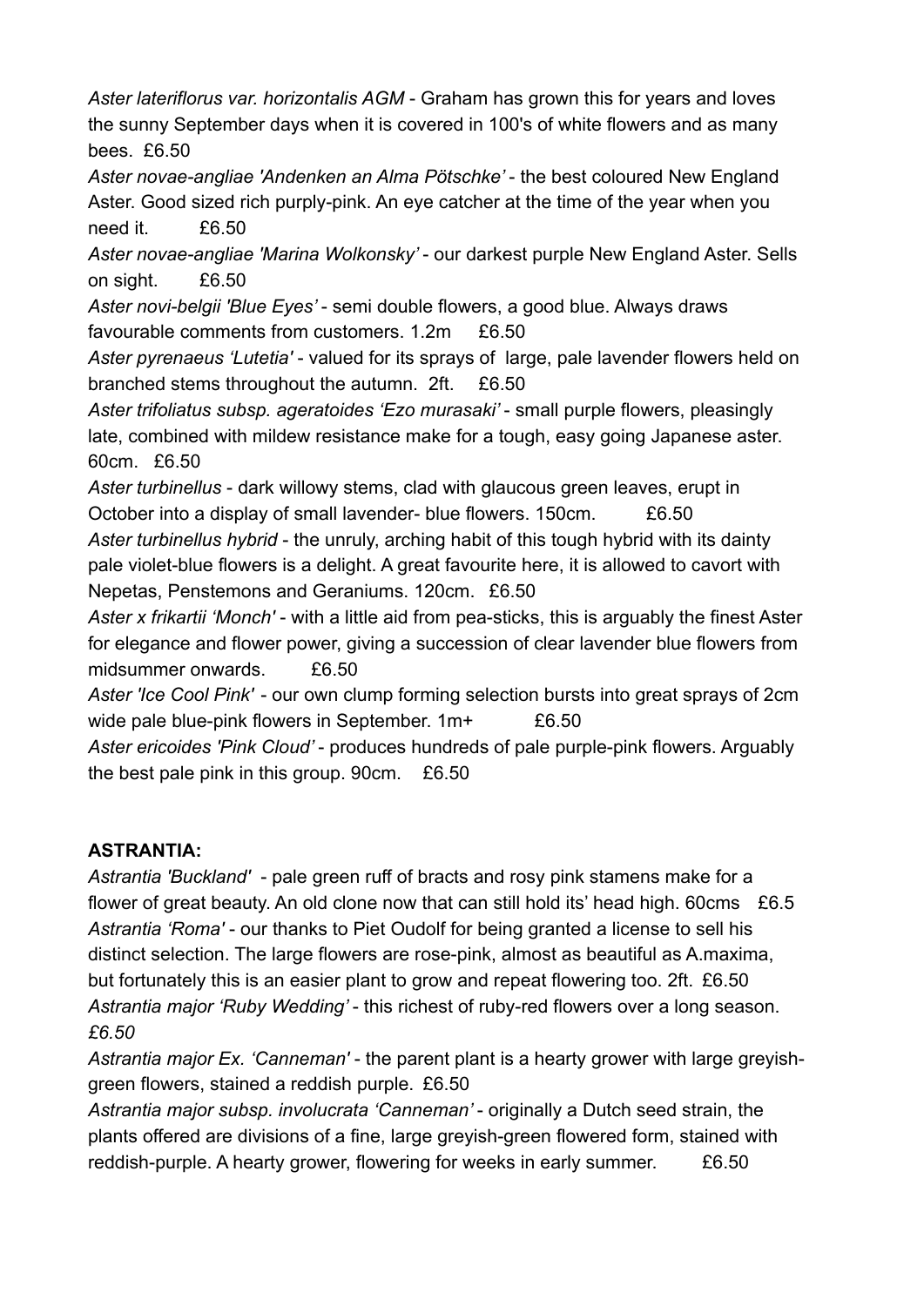*Aster lateriflorus var. horizontalis AGM* - Graham has grown this for years and loves the sunny September days when it is covered in 100's of white flowers and as many bees. £6.50

*Aster novae-angliae 'Andenken an Alma Pötschke'* - the best coloured New England Aster. Good sized rich purply-pink. An eye catcher at the time of the year when you need it. £6.50

*Aster novae-angliae 'Marina Wolkonsky'* - our darkest purple New England Aster. Sells on sight. £6.50

*Aster novi-belgii 'Blue Eyes'* - semi double flowers, a good blue. Always draws favourable comments from customers. 1.2m £6.50

*Aster pyrenaeus 'Lutetia'* - valued for its sprays of large, pale lavender flowers held on branched stems throughout the autumn. 2ft. £6.50

*Aster trifoliatus subsp. ageratoides 'Ezo murasaki'* - small purple flowers, pleasingly late, combined with mildew resistance make for a tough, easy going Japanese aster. 60cm. £6.50

*Aster turbinellus* - dark willowy stems, clad with glaucous green leaves, erupt in October into a display of small lavender- blue flowers. 150cm. £6.50

*Aster turbinellus hybrid* - the unruly, arching habit of this tough hybrid with its dainty pale violet-blue flowers is a delight. A great favourite here, it is allowed to cavort with Nepetas, Penstemons and Geraniums. 120cm. £6.50

*Aster x frikartii 'Monch'* - with a little aid from pea-sticks, this is arguably the finest Aster for elegance and flower power, giving a succession of clear lavender blue flowers from midsummer onwards. £6.50

*Aster 'Ice Cool Pink'* - our own clump forming selection bursts into great sprays of 2cm wide pale blue-pink flowers in September. 1m+ £6.50

*Aster ericoides 'Pink Cloud'* - produces hundreds of pale purple-pink flowers. Arguably the best pale pink in this group. 90cm. £6.50

**ASTRANTIA:**

*Astrantia 'Buckland'* - pale green ruff of bracts and rosy pink stamens make for a flower of great beauty. An old clone now that can still hold its' head high. 60cms £6.5

*Astrantia 'Roma'* - our thanks to Piet Oudolf for being granted a license to sell his distinct selection. The large flowers are rose-pink, almost as beautiful as A.maxima, but fortunately this is an easier plant to grow and repeat flowering too. 2ft. £6.50

*Astrantia major 'Ruby Wedding'* - this richest of ruby-red flowers over a long season. *£6.50*

*Astrantia major Ex. 'Canneman'* - the parent plant is a hearty grower with large greyish-green flowers, stained a reddish purple. £6.50

*Astrantia major subsp. involucrata 'Canneman'* - originally a Dutch seed strain, the plants offered are divisions of a fine, large greyish-green flowered form, stained with reddish-purple. A hearty grower, flowering for weeks in early summer. £6.50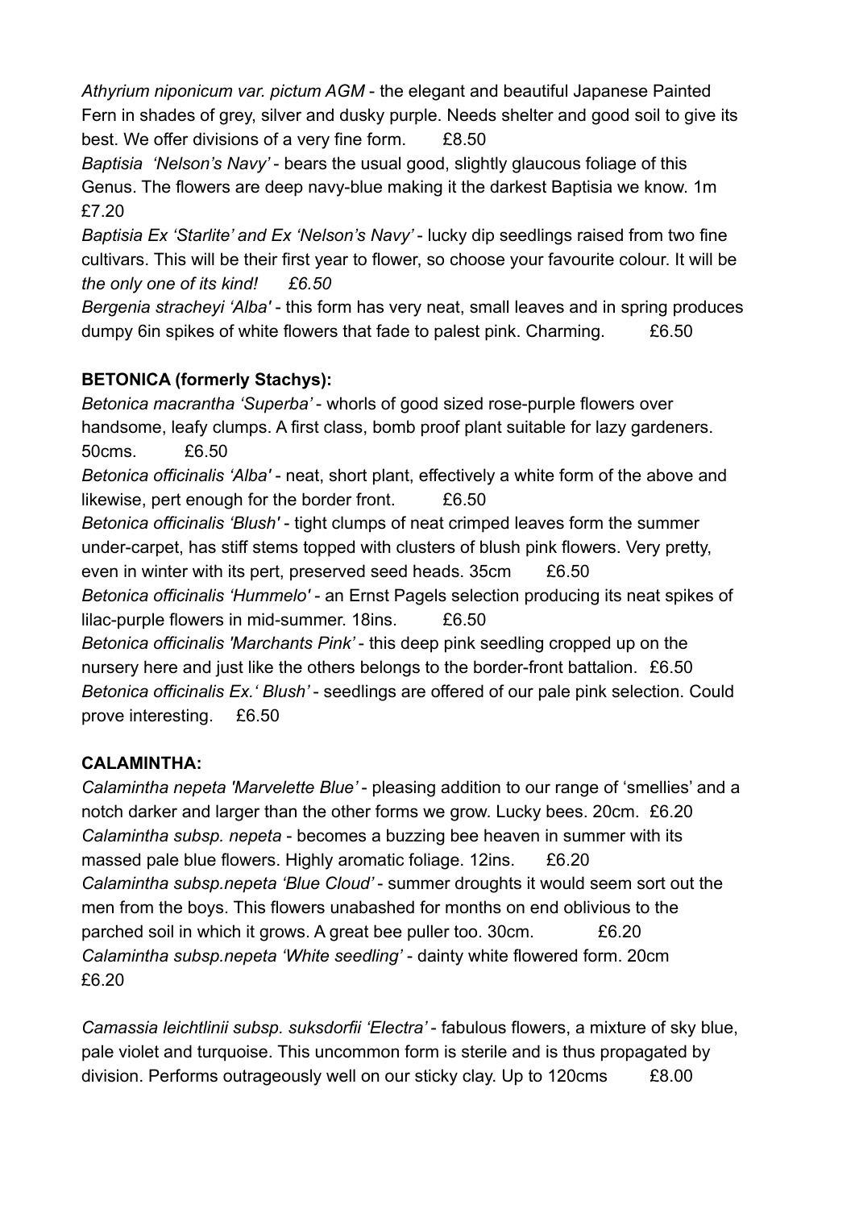*Athyrium niponicum var. pictum AGM* - the elegant and beautiful Japanese Painted Fern in shades of grey, silver and dusky purple. Needs shelter and good soil to give its best. We offer divisions of a very fine form. £8.50

*Baptisia 'Nelson's Navy'* - bears the usual good, slightly glaucous foliage of this Genus. The flowers are deep navy-blue making it the darkest Baptisia we know. 1m £7.20

*Baptisia Ex 'Starlite' and Ex 'Nelson's Navy'* - lucky dip seedlings raised from two fine cultivars. This will be their first year to flower, so choose your favourite colour. It will be *the only one of its kind! £6.50*

*Bergenia stracheyi 'Alba'* - this form has very neat, small leaves and in spring produces dumpy 6in spikes of white flowers that fade to palest pink. Charming. £6.50

**BETONICA (formerly Stachys):**

*Betonica macrantha 'Superba'* - whorls of good sized rose-purple flowers over handsome, leafy clumps. A first class, bomb proof plant suitable for lazy gardeners. 50cms. £6.50

*Betonica officinalis 'Alba'* - neat, short plant, effectively a white form of the above and likewise, pert enough for the border front. £6.50

*Betonica officinalis 'Blush'* - tight clumps of neat crimped leaves form the summer under-carpet, has stiff stems topped with clusters of blush pink flowers. Very pretty, even in winter with its pert, preserved seed heads. 35cm £6.50

*Betonica officinalis 'Hummelo'* - an Ernst Pagels selection producing its neat spikes of lilac-purple flowers in mid-summer. 18ins. £6.50

*Betonica officinalis 'Marchants Pink'* - this deep pink seedling cropped up on the nursery here and just like the others belongs to the border-front battalion. £6.50

*Betonica officinalis Ex.' Blush'* - seedlings are offered of our pale pink selection. Could prove interesting. £6.50

**CALAMINTHA:**

*Calamintha nepeta 'Marvelette Blue'* - pleasing addition to our range of 'smellies' and a notch darker and larger than the other forms we grow. Lucky bees. 20cm. £6.20

*Calamintha subsp. nepeta* - becomes a buzzing bee heaven in summer with its massed pale blue flowers. Highly aromatic foliage. 12ins. £6.20

*Calamintha subsp.nepeta 'Blue Cloud'* - summer droughts it would seem sort out the men from the boys. This flowers unabashed for months on end oblivious to the parched soil in which it grows. A great bee puller too. 30cm. £6.20

*Calamintha subsp.nepeta 'White seedling'* - dainty white flowered form. 20cm £6.20

*Camassia leichtlinii subsp. suksdorfii 'Electra'* - fabulous flowers, a mixture of sky blue, pale violet and turquoise. This uncommon form is sterile and is thus propagated by division. Performs outrageously well on our sticky clay. Up to 120cms £8.00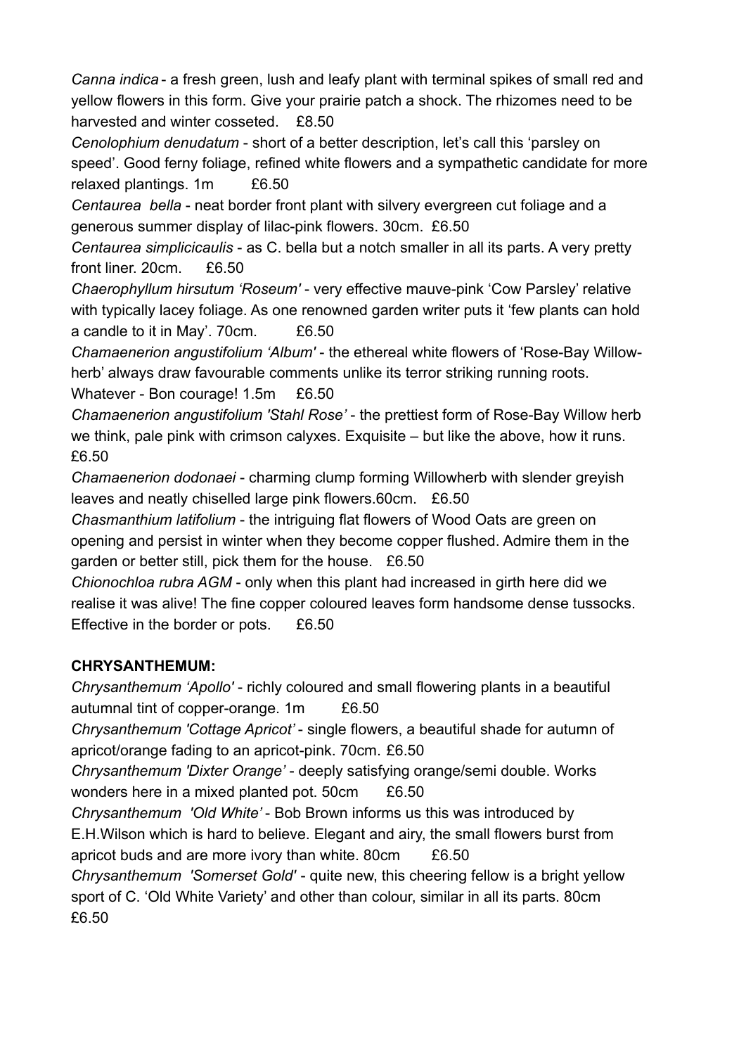*Canna indica* - a fresh green, lush and leafy plant with terminal spikes of small red and yellow flowers in this form. Give your prairie patch a shock. The rhizomes need to be harvested and winter cosseted. £8.50

*Cenolophium denudatum* - short of a better description, let's call this 'parsley on speed'. Good ferny foliage, refined white flowers and a sympathetic candidate for more relaxed plantings. 1m £6.50

*Centaurea bella* - neat border front plant with silvery evergreen cut foliage and a generous summer display of lilac-pink flowers. 30cm. £6.50

*Centaurea simplicicaulis* - as C. bella but a notch smaller in all its parts. A very pretty front liner. 20cm. £6.50

*Chaerophyllum hirsutum 'Roseum'* - very effective mauve-pink 'Cow Parsley' relative with typically lacey foliage. As one renowned garden writer puts it 'few plants can hold a candle to it in May'. 70cm. £6.50

*Chamaenerion angustifolium 'Album'* - the ethereal white flowers of 'Rose-Bay Willow-herb' always draw favourable comments unlike its terror striking running roots. Whatever - Bon courage! 1.5m £6.50

*Chamaenerion angustifolium 'Stahl Rose'* - the prettiest form of Rose-Bay Willow herb we think, pale pink with crimson calyxes. Exquisite – but like the above, how it runs. £6.50

*Chamaenerion dodonaei* - charming clump forming Willowherb with slender greyish leaves and neatly chiselled large pink flowers.60cm. £6.50

*Chasmanthium latifolium* - the intriguing flat flowers of Wood Oats are green on opening and persist in winter when they become copper flushed. Admire them in the garden or better still, pick them for the house. £6.50

*Chionochloa rubra AGM* - only when this plant had increased in girth here did we realise it was alive! The fine copper coloured leaves form handsome dense tussocks. Effective in the border or pots. £6.50

**CHRYSANTHEMUM:**

*Chrysanthemum 'Apollo'* - richly coloured and small flowering plants in a beautiful autumnal tint of copper-orange. 1m £6.50

*Chrysanthemum 'Cottage Apricot'* - single flowers, a beautiful shade for autumn of apricot/orange fading to an apricot-pink. 70cm. £6.50

*Chrysanthemum 'Dixter Orange'* - deeply satisfying orange/semi double. Works wonders here in a mixed planted pot. 50cm £6.50

*Chrysanthemum 'Old White'* - Bob Brown informs us this was introduced by E.H.Wilson which is hard to believe. Elegant and airy, the small flowers burst from apricot buds and are more ivory than white. 80cm £6.50

*Chrysanthemum 'Somerset Gold'* - quite new, this cheering fellow is a bright yellow sport of C. 'Old White Variety' and other than colour, similar in all its parts. 80cm £6.50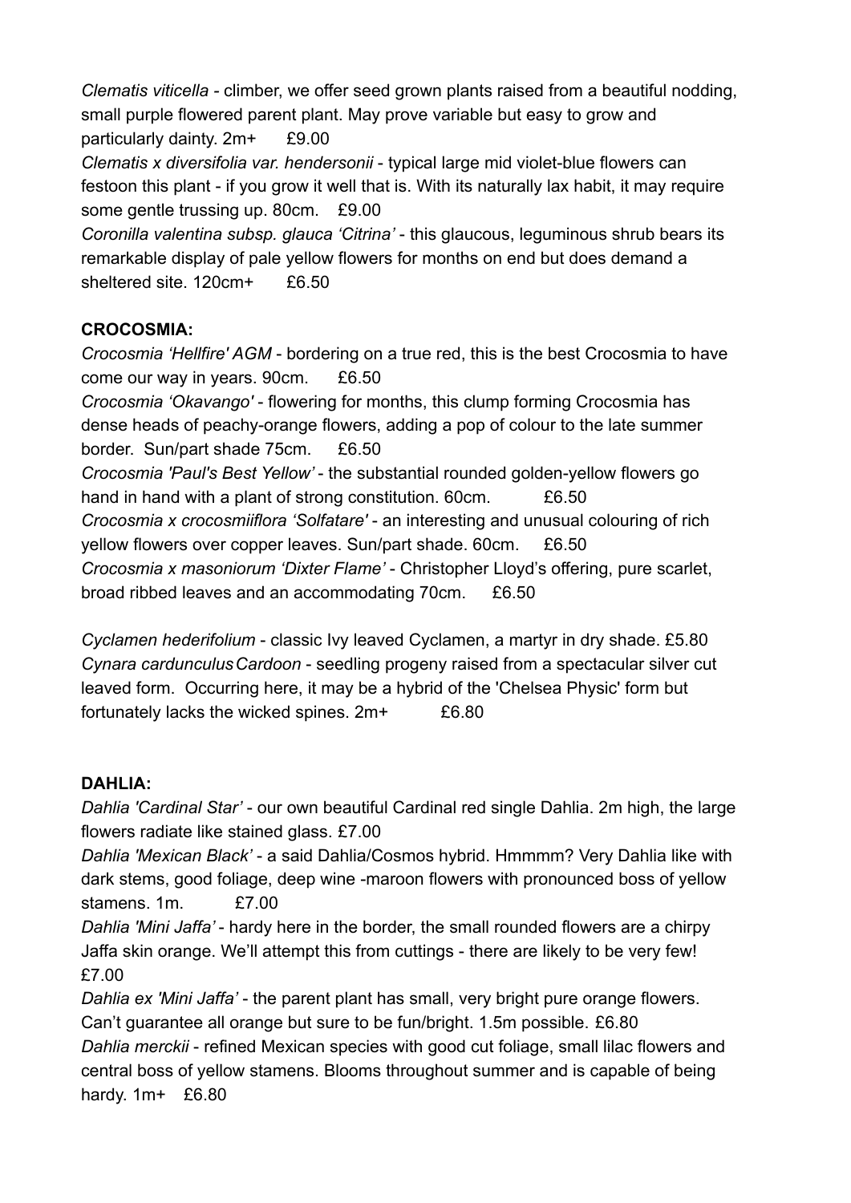*Clematis viticella* - climber, we offer seed grown plants raised from a beautiful nodding, small purple flowered parent plant. May prove variable but easy to grow and particularly dainty. 2m+ £9.00

*Clematis x diversifolia var. hendersonii* - typical large mid violet-blue flowers can festoon this plant - if you grow it well that is. With its naturally lax habit, it may require some gentle trussing up. 80cm. £9.00

*Coronilla valentina subsp. glauca 'Citrina'* - this glaucous, leguminous shrub bears its remarkable display of pale yellow flowers for months on end but does demand a sheltered site. 120cm+ £6.50

**CROCOSMIA:**

*Crocosmia 'Hellfire' AGM* - bordering on a true red, this is the best Crocosmia to have come our way in years. 90cm. £6.50

*Crocosmia 'Okavango'* - flowering for months, this clump forming Crocosmia has dense heads of peachy-orange flowers, adding a pop of colour to the late summer border. Sun/part shade 75cm. £6.50

*Crocosmia 'Paul's Best Yellow'* - the substantial rounded golden-yellow flowers go hand in hand with a plant of strong constitution. 60cm. £6.50

*Crocosmia x crocosmiiflora 'Solfatare'* - an interesting and unusual colouring of rich yellow flowers over copper leaves. Sun/part shade. 60cm. £6.50

*Crocosmia x masoniorum 'Dixter Flame'* - Christopher Lloyd's offering, pure scarlet, broad ribbed leaves and an accommodating 70cm. £6.50

*Cyclamen hederifolium* - classic Ivy leaved Cyclamen, a martyr in dry shade. £5.80

*Cynara cardunculus Cardoon* - seedling progeny raised from a spectacular silver cut leaved form. Occurring here, it may be a hybrid of the 'Chelsea Physic' form but fortunately lacks the wicked spines. 2m+ £6.80

**DAHLIA:**

*Dahlia 'Cardinal Star'* - our own beautiful Cardinal red single Dahlia. 2m high, the large flowers radiate like stained glass. £7.00

*Dahlia 'Mexican Black'* - a said Dahlia/Cosmos hybrid. Hmmmm? Very Dahlia like with dark stems, good foliage, deep wine -maroon flowers with pronounced boss of yellow stamens. 1m. £7.00

*Dahlia 'Mini Jaffa'* - hardy here in the border, the small rounded flowers are a chirpy Jaffa skin orange. We'll attempt this from cuttings - there are likely to be very few! £7.00

*Dahlia ex 'Mini Jaffa'* - the parent plant has small, very bright pure orange flowers. Can't guarantee all orange but sure to be fun/bright. 1.5m possible. £6.80

*Dahlia merckii* - refined Mexican species with good cut foliage, small lilac flowers and central boss of yellow stamens. Blooms throughout summer and is capable of being hardy. 1m+ £6.80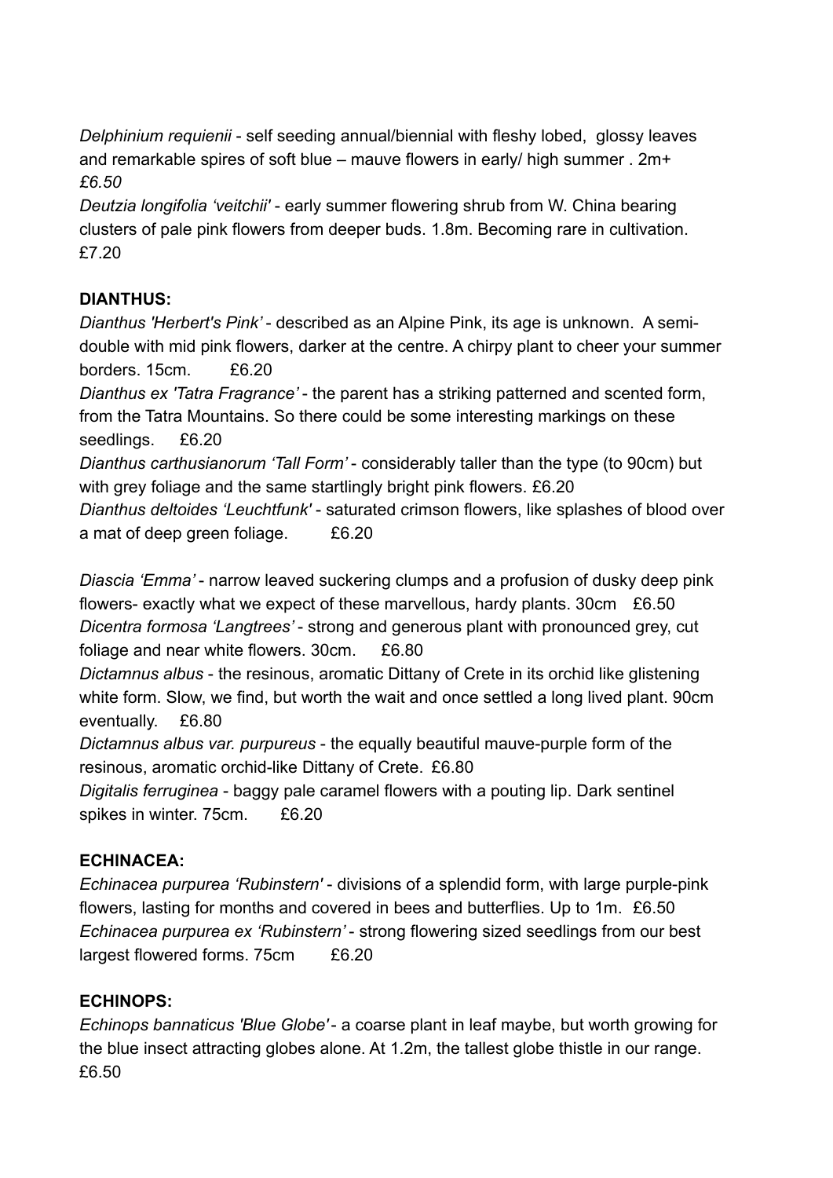*Delphinium requienii* - self seeding annual/biennial with fleshy lobed,  glossy leaves and remarkable spires of soft blue – mauve flowers in early/ high summer . 2m+ *£6.50*

*Deutzia longifolia 'veitchii'* - early summer flowering shrub from W. China bearing clusters of pale pink flowers from deeper buds. 1.8m. Becoming rare in cultivation. £7.20

**DIANTHUS:**

*Dianthus 'Herbert's Pink'* - described as an Alpine Pink, its age is unknown.  A semi-double with mid pink flowers, darker at the centre. A chirpy plant to cheer your summer borders. 15cm.    £6.20

*Dianthus ex 'Tatra Fragrance'* - the parent has a striking patterned and scented form, from the Tatra Mountains. So there could be some interesting markings on these seedlings.    £6.20

*Dianthus carthusianorum 'Tall Form'* - considerably taller than the type (to 90cm) but with grey foliage and the same startlingly bright pink flowers. £6.20

*Dianthus deltoides 'Leuchtfunk'* - saturated crimson flowers, like splashes of blood over a mat of deep green foliage.    £6.20

*Diascia 'Emma'* - narrow leaved suckering clumps and a profusion of dusky deep pink flowers- exactly what we expect of these marvellous, hardy plants. 30cm   £6.50

*Dicentra formosa 'Langtrees'* - strong and generous plant with pronounced grey, cut foliage and near white flowers. 30cm.    £6.80

*Dictamnus albus* - the resinous, aromatic Dittany of Crete in its orchid like glistening white form. Slow, we find, but worth the wait and once settled a long lived plant. 90cm eventually.    £6.80

*Dictamnus albus var. purpureus* - the equally beautiful mauve-purple form of the resinous, aromatic orchid-like Dittany of Crete.  £6.80

*Digitalis ferruginea* - baggy pale caramel flowers with a pouting lip. Dark sentinel spikes in winter. 75cm.    £6.20

**ECHINACEA:**

*Echinacea purpurea 'Rubinstern'* - divisions of a splendid form, with large purple-pink flowers, lasting for months and covered in bees and butterflies. Up to 1m.  £6.50

*Echinacea purpurea ex 'Rubinstern'* - strong flowering sized seedlings from our best largest flowered forms. 75cm    £6.20

**ECHINOPS:**

*Echinops bannaticus 'Blue Globe'* - a coarse plant in leaf maybe, but worth growing for the blue insect attracting globes alone. At 1.2m, the tallest globe thistle in our range. £6.50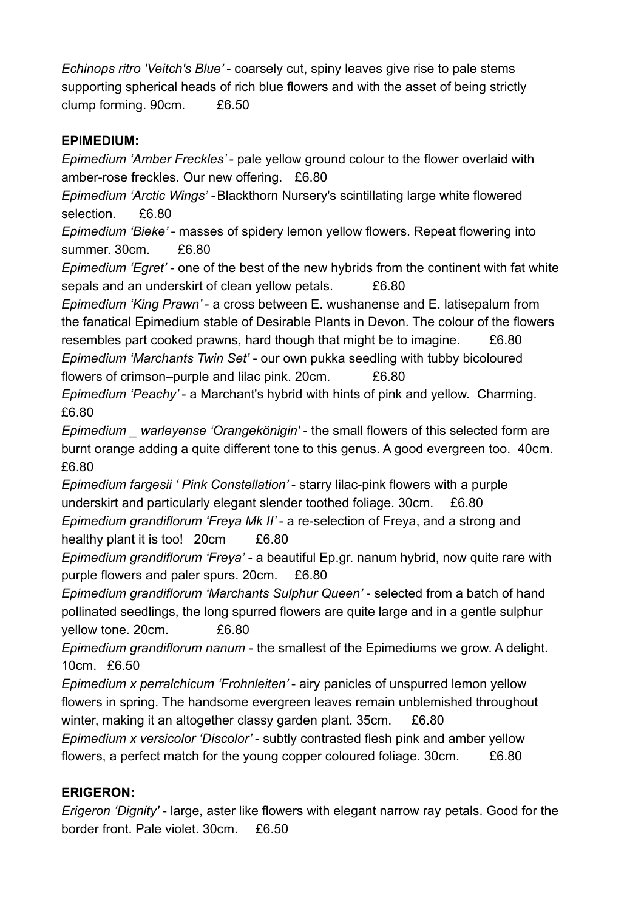*Echinops ritro 'Veitch's Blue'* - coarsely cut, spiny leaves give rise to pale stems supporting spherical heads of rich blue flowers and with the asset of being strictly clump forming. 90cm. £6.50

**EPIMEDIUM:**

*Epimedium 'Amber Freckles'* - pale yellow ground colour to the flower overlaid with amber-rose freckles. Our new offering. £6.80

*Epimedium 'Arctic Wings'* - Blackthorn Nursery's scintillating large white flowered selection. £6.80

*Epimedium 'Bieke'* - masses of spidery lemon yellow flowers. Repeat flowering into summer. 30cm. £6.80

*Epimedium 'Egret'* - one of the best of the new hybrids from the continent with fat white sepals and an underskirt of clean yellow petals. £6.80

*Epimedium 'King Prawn'* - a cross between E. wushanense and E. latisepalum from the fanatical Epimedium stable of Desirable Plants in Devon. The colour of the flowers resembles part cooked prawns, hard though that might be to imagine. £6.80

*Epimedium 'Marchants Twin Set'* - our own pukka seedling with tubby bicoloured flowers of crimson–purple and lilac pink. 20cm. £6.80

*Epimedium 'Peachy'* - a Marchant's hybrid with hints of pink and yellow. Charming. £6.80

*Epimedium _ warleyense 'Orangekönigin'* - the small flowers of this selected form are burnt orange adding a quite different tone to this genus. A good evergreen too. 40cm. £6.80

*Epimedium fargesii ' Pink Constellation'* - starry lilac-pink flowers with a purple underskirt and particularly elegant slender toothed foliage. 30cm. £6.80

*Epimedium grandiflorum 'Freya Mk II'* - a re-selection of Freya, and a strong and healthy plant it is too! 20cm £6.80

*Epimedium grandiflorum 'Freya'* - a beautiful Ep.gr. nanum hybrid, now quite rare with purple flowers and paler spurs. 20cm. £6.80

*Epimedium grandiflorum 'Marchants Sulphur Queen'* - selected from a batch of hand pollinated seedlings, the long spurred flowers are quite large and in a gentle sulphur yellow tone. 20cm. £6.80

*Epimedium grandiflorum nanum* - the smallest of the Epimediums we grow. A delight. 10cm. £6.50

*Epimedium x perralchicum 'Frohnleiten'* - airy panicles of unspurred lemon yellow flowers in spring. The handsome evergreen leaves remain unblemished throughout winter, making it an altogether classy garden plant. 35cm. £6.80

*Epimedium x versicolor 'Discolor'* - subtly contrasted flesh pink and amber yellow flowers, a perfect match for the young copper coloured foliage. 30cm. £6.80

**ERIGERON:**

*Erigeron 'Dignity'* - large, aster like flowers with elegant narrow ray petals. Good for the border front. Pale violet. 30cm. £6.50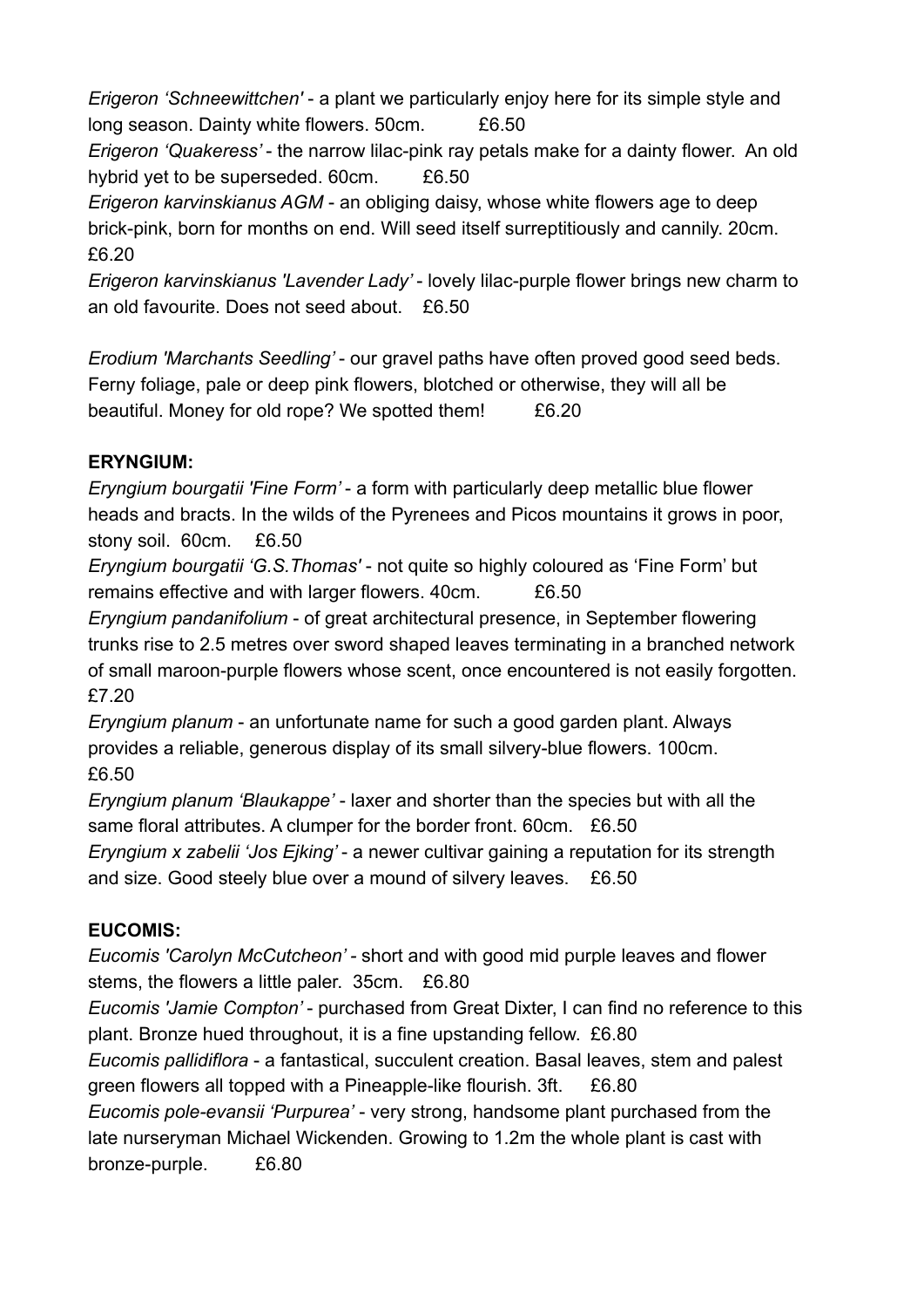*Erigeron 'Schneewittchen'* - a plant we particularly enjoy here for its simple style and long season. Dainty white flowers. 50cm. £6.50
*Erigeron 'Quakeress'* - the narrow lilac-pink ray petals make for a dainty flower. An old hybrid yet to be superseded. 60cm. £6.50
*Erigeron karvinskianus AGM* - an obliging daisy, whose white flowers age to deep brick-pink, born for months on end. Will seed itself surreptitiously and cannily. 20cm. £6.20
*Erigeron karvinskianus 'Lavender Lady'* - lovely lilac-purple flower brings new charm to an old favourite. Does not seed about. £6.50

*Erodium 'Marchants Seedling'* - our gravel paths have often proved good seed beds. Ferny foliage, pale or deep pink flowers, blotched or otherwise, they will all be beautiful. Money for old rope? We spotted them! £6.20

**ERYNGIUM:**
*Eryngium bourgatii 'Fine Form'* - a form with particularly deep metallic blue flower heads and bracts. In the wilds of the Pyrenees and Picos mountains it grows in poor, stony soil. 60cm. £6.50
*Eryngium bourgatii 'G.S.Thomas'* - not quite so highly coloured as 'Fine Form' but remains effective and with larger flowers. 40cm. £6.50
*Eryngium pandanifolium* - of great architectural presence, in September flowering trunks rise to 2.5 metres over sword shaped leaves terminating in a branched network of small maroon-purple flowers whose scent, once encountered is not easily forgotten. £7.20
*Eryngium planum* - an unfortunate name for such a good garden plant. Always provides a reliable, generous display of its small silvery-blue flowers. 100cm. £6.50
*Eryngium planum 'Blaukappe'* - laxer and shorter than the species but with all the same floral attributes. A clumper for the border front. 60cm. £6.50
*Eryngium x zabelii 'Jos Ejking'* - a newer cultivar gaining a reputation for its strength and size. Good steely blue over a mound of silvery leaves. £6.50

**EUCOMIS:**
*Eucomis 'Carolyn McCutcheon'* - short and with good mid purple leaves and flower stems, the flowers a little paler. 35cm. £6.80
*Eucomis 'Jamie Compton'* - purchased from Great Dixter, I can find no reference to this plant. Bronze hued throughout, it is a fine upstanding fellow. £6.80
*Eucomis pallidiflora* - a fantastical, succulent creation. Basal leaves, stem and palest green flowers all topped with a Pineapple-like flourish. 3ft. £6.80
*Eucomis pole-evansii 'Purpurea'* - very strong, handsome plant purchased from the late nurseryman Michael Wickenden. Growing to 1.2m the whole plant is cast with bronze-purple. £6.80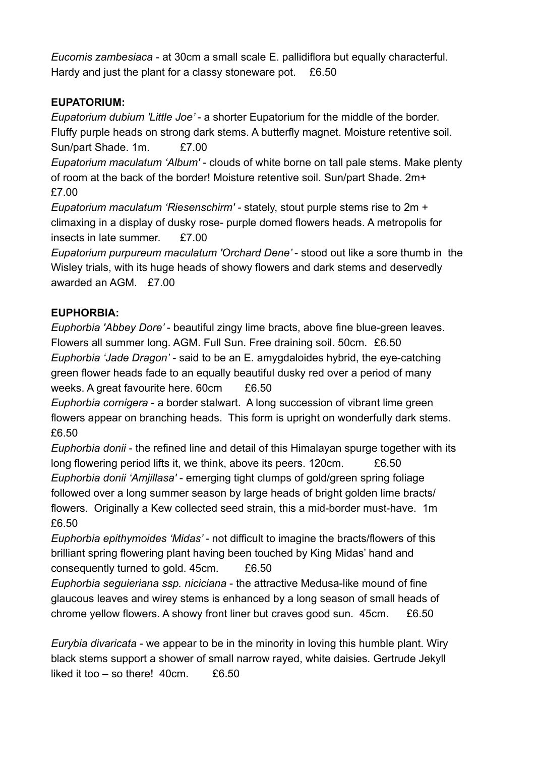*Eucomis zambesiaca* - at 30cm a small scale E. pallidiflora but equally characterful. Hardy and just the plant for a classy stoneware pot.   £6.50

**EUPATORIUM:**

*Eupatorium dubium 'Little Joe'* - a shorter Eupatorium for the middle of the border. Fluffy purple heads on strong dark stems. A butterfly magnet. Moisture retentive soil. Sun/part Shade. 1m.   £7.00

*Eupatorium maculatum 'Album'* - clouds of white borne on tall pale stems. Make plenty of room at the back of the border! Moisture retentive soil. Sun/part Shade. 2m+ £7.00

*Eupatorium maculatum 'Riesenschirm'* - stately, stout purple stems rise to 2m + climaxing in a display of dusky rose- purple domed flowers heads. A metropolis for insects in late summer.   £7.00

*Eupatorium purpureum maculatum 'Orchard Dene'* - stood out like a sore thumb in the Wisley trials, with its huge heads of showy flowers and dark stems and deservedly awarded an AGM.   £7.00

**EUPHORBIA:**

*Euphorbia 'Abbey Dore'* - beautiful zingy lime bracts, above fine blue-green leaves. Flowers all summer long. AGM. Full Sun. Free draining soil. 50cm.   £6.50

*Euphorbia 'Jade Dragon'* - said to be an E. amygdaloides hybrid, the eye-catching green flower heads fade to an equally beautiful dusky red over a period of many weeks. A great favourite here. 60cm   £6.50

*Euphorbia cornigera* - a border stalwart. A long succession of vibrant lime green flowers appear on branching heads. This form is upright on wonderfully dark stems. £6.50

*Euphorbia donii* - the refined line and detail of this Himalayan spurge together with its long flowering period lifts it, we think, above its peers. 120cm.   £6.50

*Euphorbia donii 'Amjillasa'* - emerging tight clumps of gold/green spring foliage followed over a long summer season by large heads of bright golden lime bracts/ flowers. Originally a Kew collected seed strain, this a mid-border must-have. 1m £6.50

*Euphorbia epithymoides 'Midas'* - not difficult to imagine the bracts/flowers of this brilliant spring flowering plant having been touched by King Midas' hand and consequently turned to gold. 45cm.   £6.50

*Euphorbia seguieriana ssp. niciciana* - the attractive Medusa-like mound of fine glaucous leaves and wirey stems is enhanced by a long season of small heads of chrome yellow flowers. A showy front liner but craves good sun. 45cm.   £6.50

*Eurybia divaricata* - we appear to be in the minority in loving this humble plant. Wiry black stems support a shower of small narrow rayed, white daisies. Gertrude Jekyll liked it too – so there! 40cm.   £6.50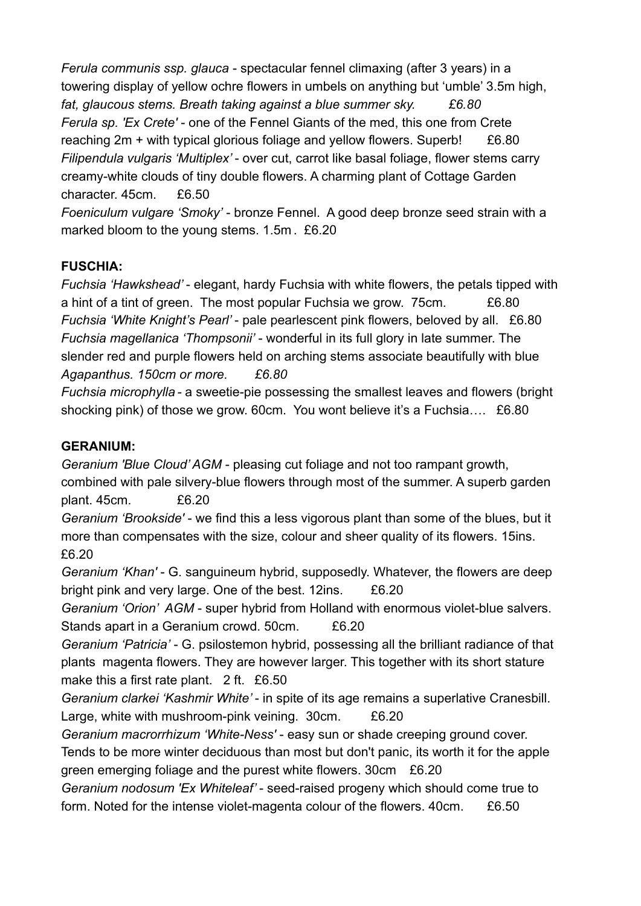*Ferula communis ssp. glauca* - spectacular fennel climaxing (after 3 years) in a towering display of yellow ochre flowers in umbels on anything but 'umble' 3.5m high, *fat, glaucous stems. Breath taking against a blue summer sky. £6.80*

*Ferula sp. 'Ex Crete'* - one of the Fennel Giants of the med, this one from Crete reaching 2m + with typical glorious foliage and yellow flowers. Superb! £6.80

*Filipendula vulgaris 'Multiplex'* - over cut, carrot like basal foliage, flower stems carry creamy-white clouds of tiny double flowers. A charming plant of Cottage Garden character. 45cm. £6.50

*Foeniculum vulgare 'Smoky'* - bronze Fennel. A good deep bronze seed strain with a marked bloom to the young stems. 1.5m . £6.20

**FUSCHIA:**

*Fuchsia 'Hawkshead'* - elegant, hardy Fuchsia with white flowers, the petals tipped with a hint of a tint of green. The most popular Fuchsia we grow. 75cm. £6.80

*Fuchsia 'White Knight's Pearl'* - pale pearlescent pink flowers, beloved by all. £6.80

*Fuchsia magellanica 'Thompsonii'* - wonderful in its full glory in late summer. The slender red and purple flowers held on arching stems associate beautifully with blue *Agapanthus. 150cm or more. £6.80*

*Fuchsia microphylla* - a sweetie-pie possessing the smallest leaves and flowers (bright shocking pink) of those we grow. 60cm. You wont believe it's a Fuchsia…. £6.80

**GERANIUM:**

*Geranium 'Blue Cloud' AGM* - pleasing cut foliage and not too rampant growth, combined with pale silvery-blue flowers through most of the summer. A superb garden plant. 45cm. £6.20

*Geranium 'Brookside'* - we find this a less vigorous plant than some of the blues, but it more than compensates with the size, colour and sheer quality of its flowers. 15ins. £6.20

*Geranium 'Khan'* - G. sanguineum hybrid, supposedly. Whatever, the flowers are deep bright pink and very large. One of the best. 12ins. £6.20

*Geranium 'Orion' AGM* - super hybrid from Holland with enormous violet-blue salvers. Stands apart in a Geranium crowd. 50cm. £6.20

*Geranium 'Patricia'* - G. psilostemon hybrid, possessing all the brilliant radiance of that plants magenta flowers. They are however larger. This together with its short stature make this a first rate plant. 2 ft. £6.50

*Geranium clarkei 'Kashmir White'* - in spite of its age remains a superlative Cranesbill. Large, white with mushroom-pink veining. 30cm. £6.20

*Geranium macrorrhizum 'White-Ness'* - easy sun or shade creeping ground cover. Tends to be more winter deciduous than most but don't panic, its worth it for the apple green emerging foliage and the purest white flowers. 30cm £6.20

*Geranium nodosum 'Ex Whiteleaf'* - seed-raised progeny which should come true to form. Noted for the intense violet-magenta colour of the flowers. 40cm. £6.50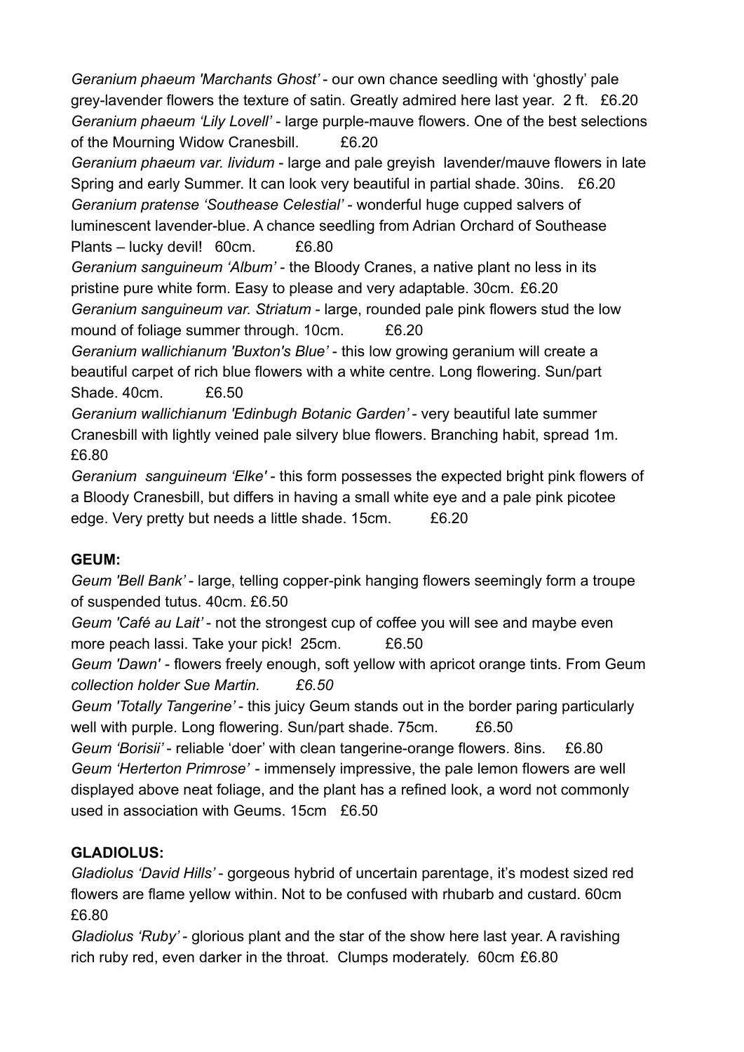*Geranium phaeum 'Marchants Ghost'* - our own chance seedling with 'ghostly' pale grey-lavender flowers the texture of satin. Greatly admired here last year. 2 ft. £6.20

*Geranium phaeum 'Lily Lovell'* - large purple-mauve flowers. One of the best selections of the Mourning Widow Cranesbill. £6.20

*Geranium phaeum var. lividum* - large and pale greyish lavender/mauve flowers in late Spring and early Summer. It can look very beautiful in partial shade. 30ins. £6.20

*Geranium pratense 'Southease Celestial'* - wonderful huge cupped salvers of luminescent lavender-blue. A chance seedling from Adrian Orchard of Southease Plants – lucky devil! 60cm. £6.80

*Geranium sanguineum 'Album'* - the Bloody Cranes, a native plant no less in its pristine pure white form. Easy to please and very adaptable. 30cm. £6.20

*Geranium sanguineum var. Striatum* - large, rounded pale pink flowers stud the low mound of foliage summer through. 10cm. £6.20

*Geranium wallichianum 'Buxton's Blue'* - this low growing geranium will create a beautiful carpet of rich blue flowers with a white centre. Long flowering. Sun/part Shade. 40cm. £6.50

*Geranium wallichianum 'Edinbugh Botanic Garden'* - very beautiful late summer Cranesbill with lightly veined pale silvery blue flowers. Branching habit, spread 1m. £6.80

*Geranium sanguineum 'Elke'* - this form possesses the expected bright pink flowers of a Bloody Cranesbill, but differs in having a small white eye and a pale pink picotee edge. Very pretty but needs a little shade. 15cm. £6.20

**GEUM:**

*Geum 'Bell Bank'* - large, telling copper-pink hanging flowers seemingly form a troupe of suspended tutus. 40cm. £6.50

*Geum 'Café au Lait'* - not the strongest cup of coffee you will see and maybe even more peach lassi. Take your pick! 25cm. £6.50

*Geum 'Dawn'* - flowers freely enough, soft yellow with apricot orange tints. From Geum *collection holder Sue Martin. £6.50*

*Geum 'Totally Tangerine'* - this juicy Geum stands out in the border paring particularly well with purple. Long flowering. Sun/part shade. 75cm. £6.50

*Geum 'Borisii'* - reliable 'doer' with clean tangerine-orange flowers. 8ins. £6.80

*Geum 'Herterton Primrose'* - immensely impressive, the pale lemon flowers are well displayed above neat foliage, and the plant has a refined look, a word not commonly used in association with Geums. 15cm £6.50

**GLADIOLUS:**

*Gladiolus 'David Hills'* - gorgeous hybrid of uncertain parentage, it's modest sized red flowers are flame yellow within. Not to be confused with rhubarb and custard. 60cm £6.80

*Gladiolus 'Ruby'* - glorious plant and the star of the show here last year. A ravishing rich ruby red, even darker in the throat. Clumps moderately. 60cm £6.80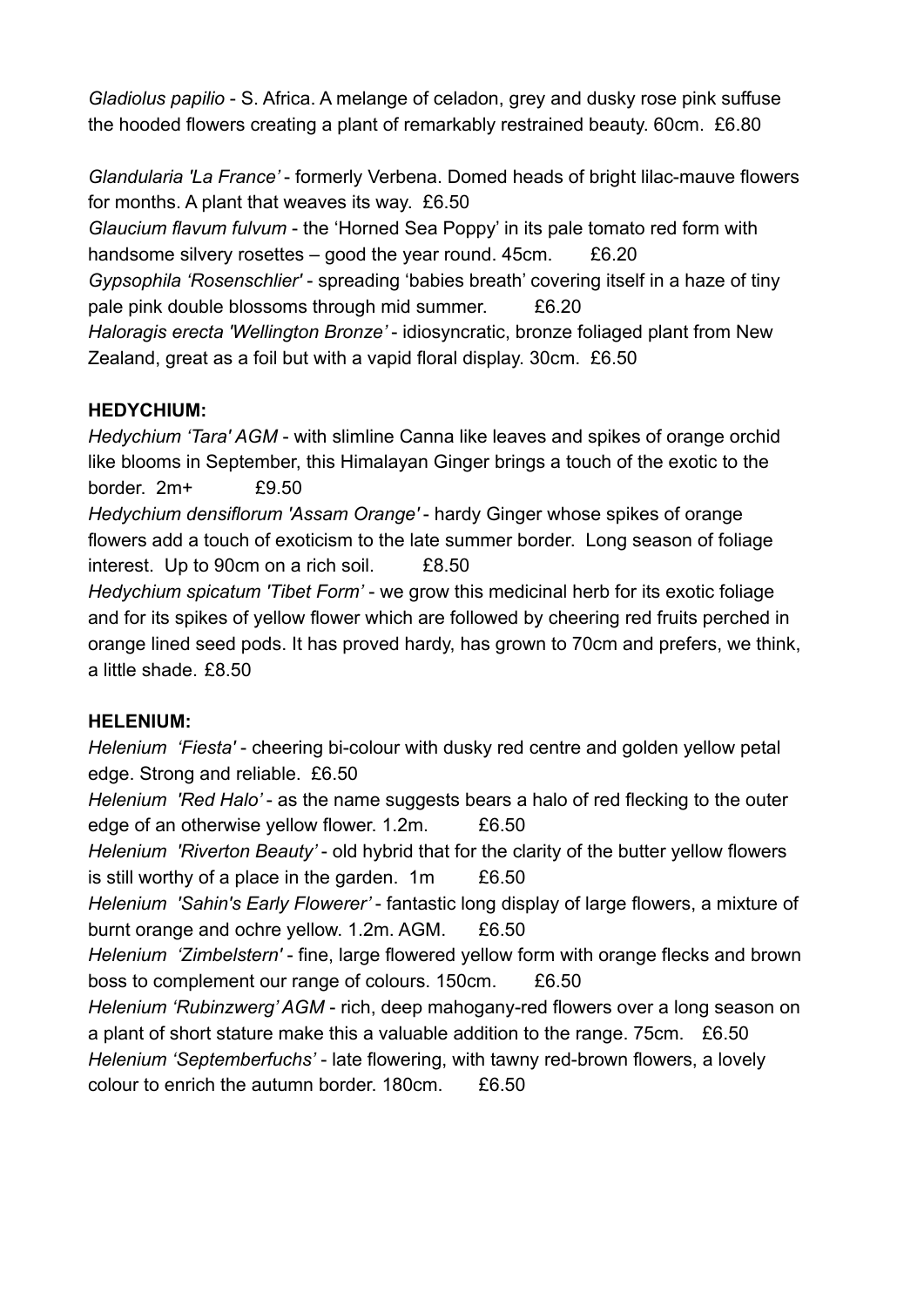*Gladiolus papilio* - S. Africa. A melange of celadon, grey and dusky rose pink suffuse the hooded flowers creating a plant of remarkably restrained beauty. 60cm. £6.80

*Glandularia 'La France'* - formerly Verbena. Domed heads of bright lilac-mauve flowers for months. A plant that weaves its way. £6.50

*Glaucium flavum fulvum* - the 'Horned Sea Poppy' in its pale tomato red form with handsome silvery rosettes – good the year round. 45cm. £6.20

*Gypsophila 'Rosenschlier'* - spreading 'babies breath' covering itself in a haze of tiny pale pink double blossoms through mid summer. £6.20

*Haloragis erecta 'Wellington Bronze'* - idiosyncratic, bronze foliaged plant from New Zealand, great as a foil but with a vapid floral display. 30cm. £6.50

**HEDYCHIUM:**

*Hedychium 'Tara' AGM* - with slimline Canna like leaves and spikes of orange orchid like blooms in September, this Himalayan Ginger brings a touch of the exotic to the border. 2m+ £9.50

*Hedychium densiflorum 'Assam Orange'* - hardy Ginger whose spikes of orange flowers add a touch of exoticism to the late summer border. Long season of foliage interest. Up to 90cm on a rich soil. £8.50

*Hedychium spicatum 'Tibet Form'* - we grow this medicinal herb for its exotic foliage and for its spikes of yellow flower which are followed by cheering red fruits perched in orange lined seed pods. It has proved hardy, has grown to 70cm and prefers, we think, a little shade. £8.50

**HELENIUM:**

*Helenium 'Fiesta'* - cheering bi-colour with dusky red centre and golden yellow petal edge. Strong and reliable. £6.50

*Helenium 'Red Halo'* - as the name suggests bears a halo of red flecking to the outer edge of an otherwise yellow flower. 1.2m. £6.50

*Helenium 'Riverton Beauty'* - old hybrid that for the clarity of the butter yellow flowers is still worthy of a place in the garden. 1m £6.50

*Helenium 'Sahin's Early Flowerer'* - fantastic long display of large flowers, a mixture of burnt orange and ochre yellow. 1.2m. AGM. £6.50

*Helenium 'Zimbelstern'* - fine, large flowered yellow form with orange flecks and brown boss to complement our range of colours. 150cm. £6.50

*Helenium 'Rubinzwerg' AGM* - rich, deep mahogany-red flowers over a long season on a plant of short stature make this a valuable addition to the range. 75cm. £6.50

*Helenium 'Septemberfuchs'* - late flowering, with tawny red-brown flowers, a lovely colour to enrich the autumn border. 180cm. £6.50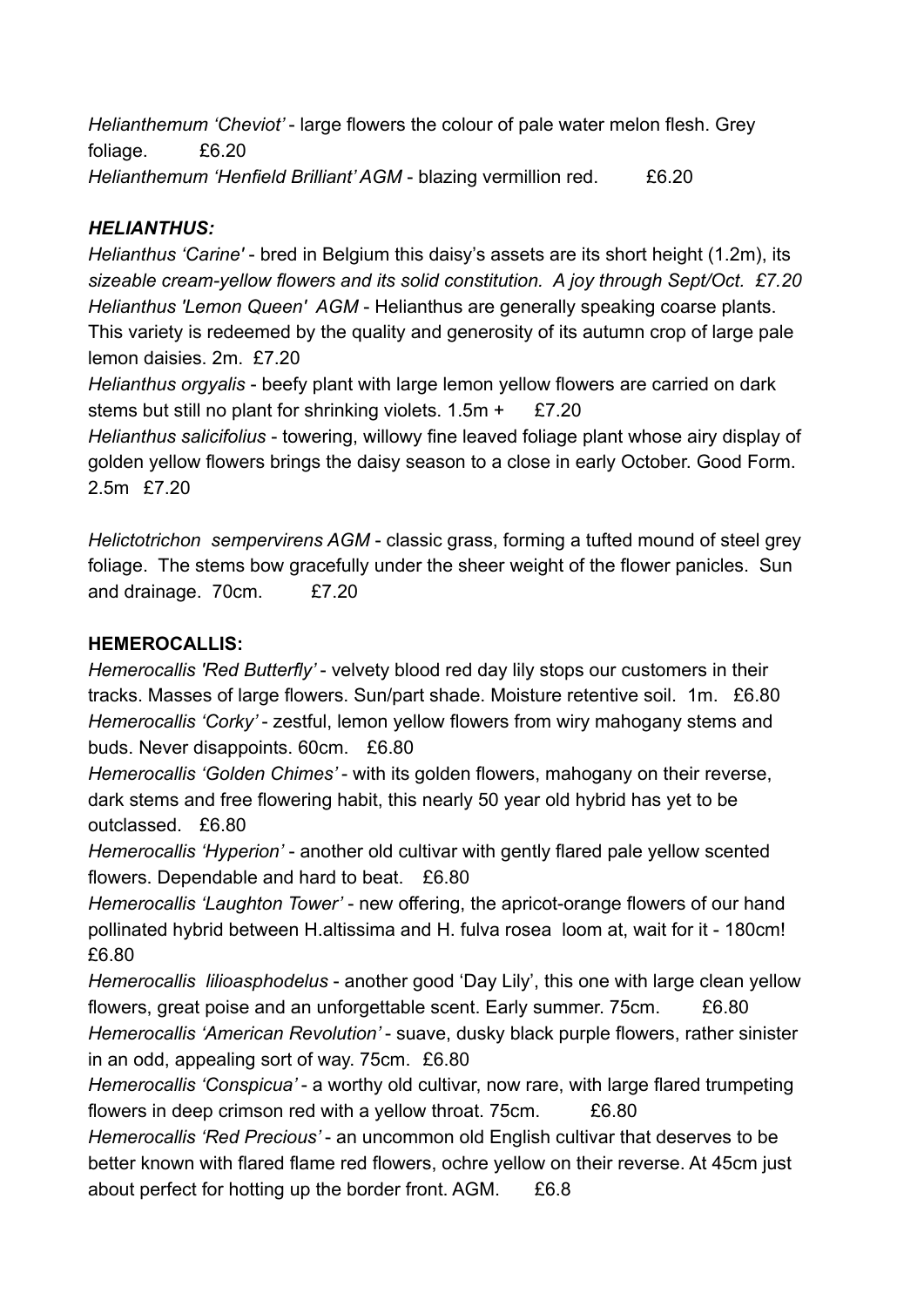*Helianthemum 'Cheviot'* - large flowers the colour of pale water melon flesh. Grey foliage. £6.20
*Helianthemum 'Henfield Brilliant' AGM* - blazing vermillion red. £6.20

### *HELIANTHUS:*

*Helianthus 'Carine'* - bred in Belgium this daisy's assets are its short height (1.2m), its *sizeable cream-yellow flowers and its solid constitution. A joy through Sept/Oct. £7.20*
*Helianthus 'Lemon Queen' AGM* - Helianthus are generally speaking coarse plants. This variety is redeemed by the quality and generosity of its autumn crop of large pale lemon daisies. 2m. £7.20
*Helianthus orgyalis* - beefy plant with large lemon yellow flowers are carried on dark stems but still no plant for shrinking violets. 1.5m + £7.20
*Helianthus salicifolius* - towering, willowy fine leaved foliage plant whose airy display of golden yellow flowers brings the daisy season to a close in early October. Good Form. 2.5m £7.20

*Helictotrichon sempervirens AGM* - classic grass, forming a tufted mound of steel grey foliage. The stems bow gracefully under the sheer weight of the flower panicles. Sun and drainage. 70cm. £7.20

### **HEMEROCALLIS:**

*Hemerocallis 'Red Butterfly'* - velvety blood red day lily stops our customers in their tracks. Masses of large flowers. Sun/part shade. Moisture retentive soil. 1m. £6.80
*Hemerocallis 'Corky'* - zestful, lemon yellow flowers from wiry mahogany stems and buds. Never disappoints. 60cm. £6.80
*Hemerocallis 'Golden Chimes'* - with its golden flowers, mahogany on their reverse, dark stems and free flowering habit, this nearly 50 year old hybrid has yet to be outclassed. £6.80
*Hemerocallis 'Hyperion'* - another old cultivar with gently flared pale yellow scented flowers. Dependable and hard to beat. £6.80
*Hemerocallis 'Laughton Tower'* - new offering, the apricot-orange flowers of our hand pollinated hybrid between H.altissima and H. fulva rosea loom at, wait for it - 180cm! £6.80
*Hemerocallis lilioasphodelus* - another good 'Day Lily', this one with large clean yellow flowers, great poise and an unforgettable scent. Early summer. 75cm. £6.80
*Hemerocallis 'American Revolution'* - suave, dusky black purple flowers, rather sinister in an odd, appealing sort of way. 75cm. £6.80
*Hemerocallis 'Conspicua'* - a worthy old cultivar, now rare, with large flared trumpeting flowers in deep crimson red with a yellow throat. 75cm. £6.80
*Hemerocallis 'Red Precious'* - an uncommon old English cultivar that deserves to be better known with flared flame red flowers, ochre yellow on their reverse. At 45cm just about perfect for hotting up the border front. AGM. £6.8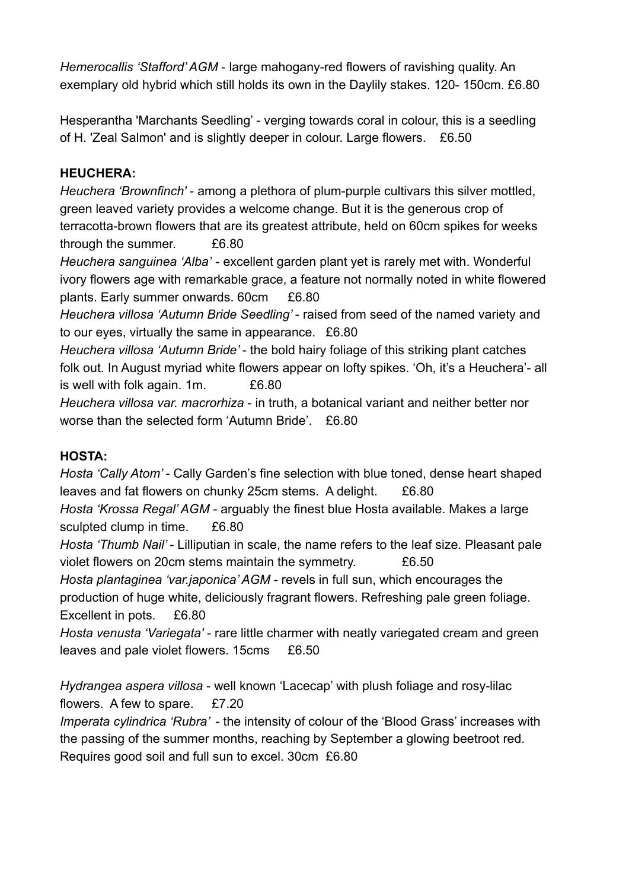*Hemerocallis 'Stafford' AGM* - large mahogany-red flowers of ravishing quality. An exemplary old hybrid which still holds its own in the Daylily stakes. 120- 150cm. £6.80

Hesperantha 'Marchants Seedling' - verging towards coral in colour, this is a seedling of H. 'Zeal Salmon' and is slightly deeper in colour. Large flowers. £6.50

**HEUCHERA:**

*Heuchera 'Brownfinch'* - among a plethora of plum-purple cultivars this silver mottled, green leaved variety provides a welcome change. But it is the generous crop of terracotta-brown flowers that are its greatest attribute, held on 60cm spikes for weeks through the summer. £6.80

*Heuchera sanguinea 'Alba'* - excellent garden plant yet is rarely met with. Wonderful ivory flowers age with remarkable grace, a feature not normally noted in white flowered plants. Early summer onwards. 60cm £6.80

*Heuchera villosa 'Autumn Bride Seedling'* - raised from seed of the named variety and to our eyes, virtually the same in appearance. £6.80

*Heuchera villosa 'Autumn Bride'* - the bold hairy foliage of this striking plant catches folk out. In August myriad white flowers appear on lofty spikes. 'Oh, it's a Heuchera'- all is well with folk again. 1m. £6.80

*Heuchera villosa var. macrorhiza* - in truth, a botanical variant and neither better nor worse than the selected form 'Autumn Bride'. £6.80

**HOSTA:**

*Hosta 'Cally Atom'* - Cally Garden's fine selection with blue toned, dense heart shaped leaves and fat flowers on chunky 25cm stems. A delight. £6.80

*Hosta 'Krossa Regal' AGM* - arguably the finest blue Hosta available. Makes a large sculpted clump in time. £6.80

*Hosta 'Thumb Nail'* - Lilliputian in scale, the name refers to the leaf size. Pleasant pale violet flowers on 20cm stems maintain the symmetry. £6.50

*Hosta plantaginea 'var.japonica' AGM* - revels in full sun, which encourages the production of huge white, deliciously fragrant flowers. Refreshing pale green foliage. Excellent in pots. £6.80

*Hosta venusta 'Variegata'* - rare little charmer with neatly variegated cream and green leaves and pale violet flowers. 15cms £6.50

*Hydrangea aspera villosa* - well known 'Lacecap' with plush foliage and rosy-lilac flowers. A few to spare. £7.20

*Imperata cylindrica 'Rubra'* - the intensity of colour of the 'Blood Grass' increases with the passing of the summer months, reaching by September a glowing beetroot red. Requires good soil and full sun to excel. 30cm £6.80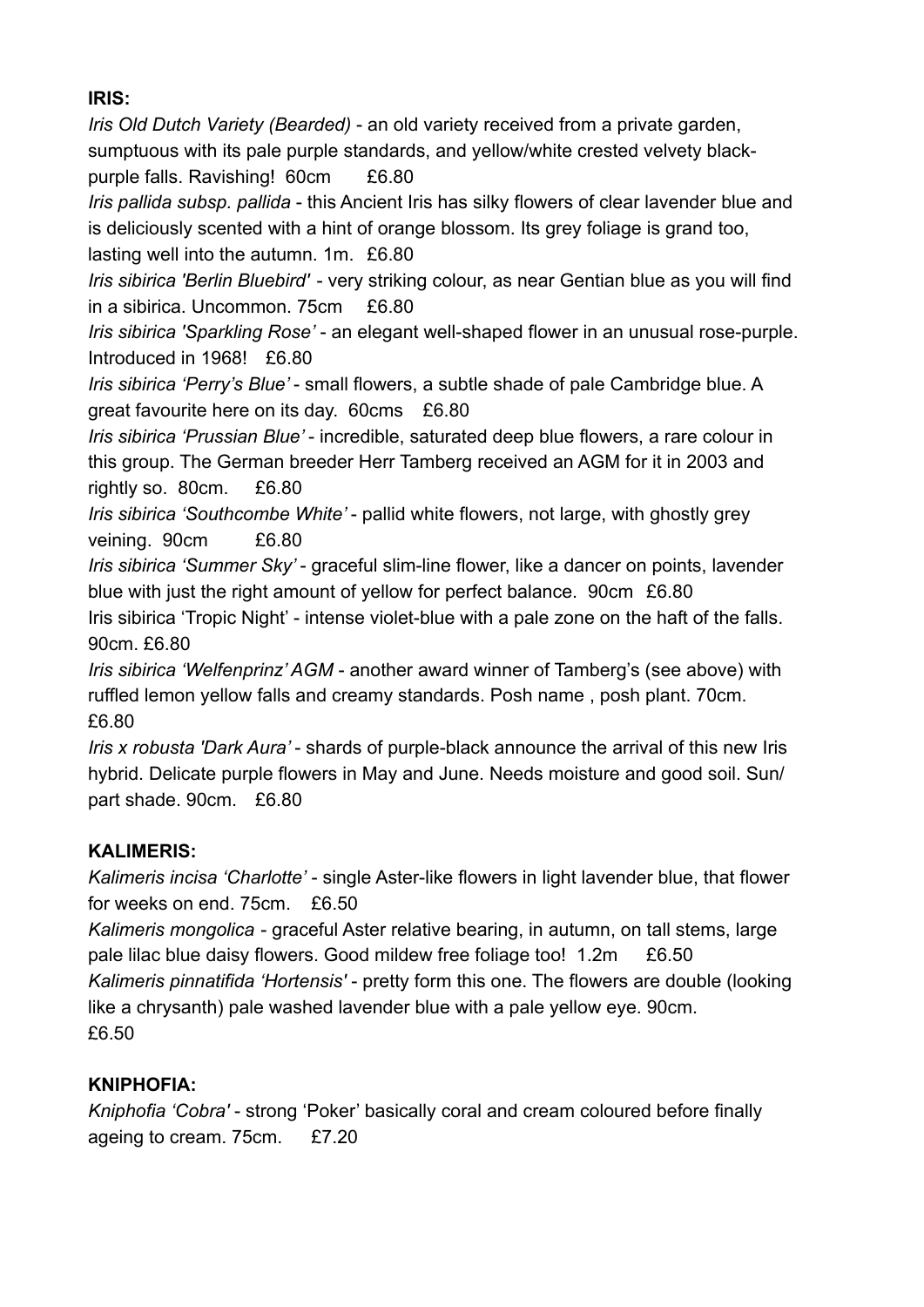**IRIS:**

*Iris Old Dutch Variety (Bearded)* - an old variety received from a private garden, sumptuous with its pale purple standards, and yellow/white crested velvety black-purple falls. Ravishing! 60cm £6.80

*Iris pallida subsp. pallida* - this Ancient Iris has silky flowers of clear lavender blue and is deliciously scented with a hint of orange blossom. Its grey foliage is grand too, lasting well into the autumn. 1m. £6.80

*Iris sibirica 'Berlin Bluebird'* - very striking colour, as near Gentian blue as you will find in a sibirica. Uncommon. 75cm £6.80

*Iris sibirica 'Sparkling Rose'* - an elegant well-shaped flower in an unusual rose-purple. Introduced in 1968! £6.80

*Iris sibirica 'Perry's Blue'* - small flowers, a subtle shade of pale Cambridge blue. A great favourite here on its day. 60cms £6.80

*Iris sibirica 'Prussian Blue'* - incredible, saturated deep blue flowers, a rare colour in this group. The German breeder Herr Tamberg received an AGM for it in 2003 and rightly so. 80cm. £6.80

*Iris sibirica 'Southcombe White'* - pallid white flowers, not large, with ghostly grey veining. 90cm £6.80

*Iris sibirica 'Summer Sky'* - graceful slim-line flower, like a dancer on points, lavender blue with just the right amount of yellow for perfect balance. 90cm £6.80

Iris sibirica 'Tropic Night' - intense violet-blue with a pale zone on the haft of the falls. 90cm. £6.80

*Iris sibirica 'Welfenprinz' AGM* - another award winner of Tamberg's (see above) with ruffled lemon yellow falls and creamy standards. Posh name , posh plant. 70cm. £6.80

*Iris x robusta 'Dark Aura'* - shards of purple-black announce the arrival of this new Iris hybrid. Delicate purple flowers in May and June. Needs moisture and good soil. Sun/ part shade. 90cm. £6.80

**KALIMERIS:**

*Kalimeris incisa 'Charlotte'* - single Aster-like flowers in light lavender blue, that flower for weeks on end. 75cm. £6.50

*Kalimeris mongolica* - graceful Aster relative bearing, in autumn, on tall stems, large pale lilac blue daisy flowers. Good mildew free foliage too! 1.2m £6.50

*Kalimeris pinnatifida 'Hortensis'* - pretty form this one. The flowers are double (looking like a chrysanth) pale washed lavender blue with a pale yellow eye. 90cm. £6.50

**KNIPHOFIA:**

*Kniphofia 'Cobra'* - strong 'Poker' basically coral and cream coloured before finally ageing to cream. 75cm. £7.20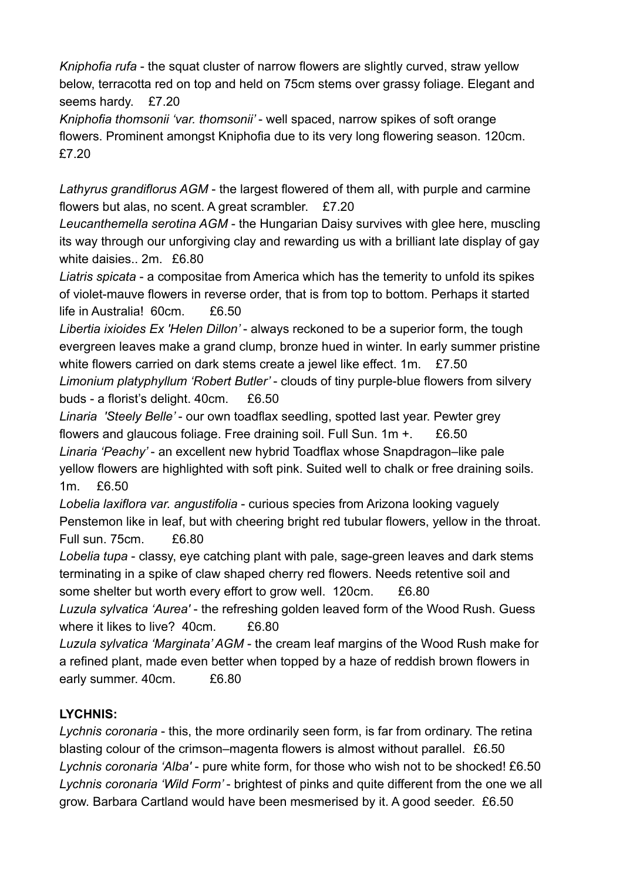*Kniphofia rufa* - the squat cluster of narrow flowers are slightly curved, straw yellow below, terracotta red on top and held on 75cm stems over grassy foliage. Elegant and seems hardy.  £7.20
*Kniphofia thomsonii 'var. thomsonii'* - well spaced, narrow spikes of soft orange flowers. Prominent amongst Kniphofia due to its very long flowering season. 120cm. £7.20

*Lathyrus grandiflorus AGM* - the largest flowered of them all, with purple and carmine flowers but alas, no scent. A great scrambler.  £7.20
*Leucanthemella serotina AGM* - the Hungarian Daisy survives with glee here, muscling its way through our unforgiving clay and rewarding us with a brilliant late display of gay white daisies.. 2m.  £6.80
*Liatris spicata* - a compositae from America which has the temerity to unfold its spikes of violet-mauve flowers in reverse order, that is from top to bottom. Perhaps it started life in Australia!  60cm.  £6.50
*Libertia ixioides Ex 'Helen Dillon'* - always reckoned to be a superior form, the tough evergreen leaves make a grand clump, bronze hued in winter. In early summer pristine white flowers carried on dark stems create a jewel like effect. 1m.  £7.50
*Limonium platyphyllum 'Robert Butler'* - clouds of tiny purple-blue flowers from silvery buds - a florist's delight. 40cm.  £6.50
*Linaria 'Steely Belle'* - our own toadflax seedling, spotted last year. Pewter grey flowers and glaucous foliage. Free draining soil. Full Sun. 1m +.  £6.50
*Linaria 'Peachy'* - an excellent new hybrid Toadflax whose Snapdragon–like pale yellow flowers are highlighted with soft pink. Suited well to chalk or free draining soils. 1m.  £6.50
*Lobelia laxiflora var. angustifolia* - curious species from Arizona looking vaguely Penstemon like in leaf, but with cheering bright red tubular flowers, yellow in the throat. Full sun. 75cm.  £6.80
*Lobelia tupa* - classy, eye catching plant with pale, sage-green leaves and dark stems terminating in a spike of claw shaped cherry red flowers. Needs retentive soil and some shelter but worth every effort to grow well.  120cm.  £6.80
*Luzula sylvatica 'Aurea'* - the refreshing golden leaved form of the Wood Rush. Guess where it likes to live?  40cm.  £6.80
*Luzula sylvatica 'Marginata' AGM* - the cream leaf margins of the Wood Rush make for a refined plant, made even better when topped by a haze of reddish brown flowers in early summer. 40cm.  £6.80

**LYCHNIS:**
*Lychnis coronaria* - this, the more ordinarily seen form, is far from ordinary. The retina blasting colour of the crimson–magenta flowers is almost without parallel.  £6.50
*Lychnis coronaria 'Alba'* - pure white form, for those who wish not to be shocked! £6.50
*Lychnis coronaria 'Wild Form'* - brightest of pinks and quite different from the one we all grow. Barbara Cartland would have been mesmerised by it. A good seeder.  £6.50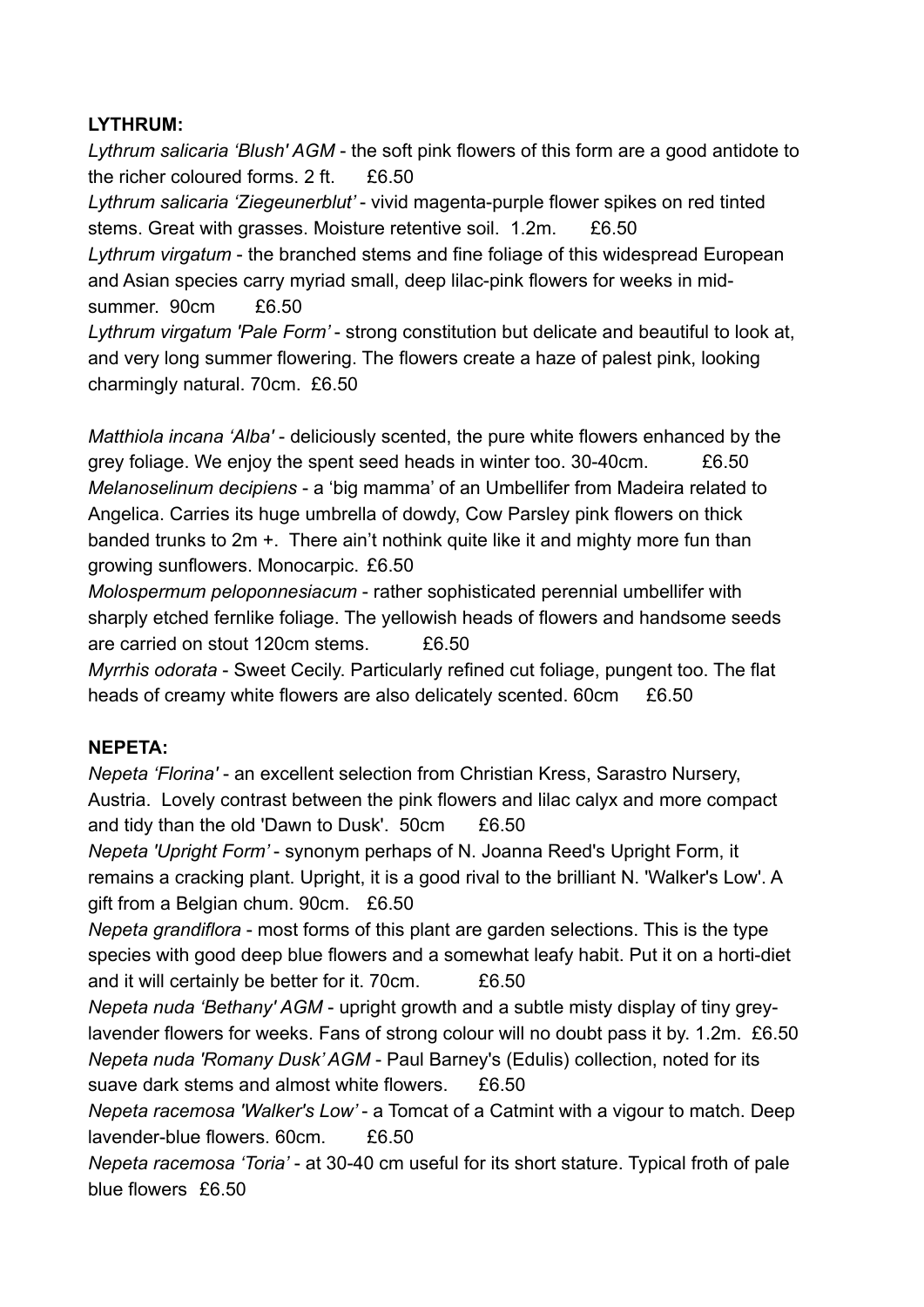**LYTHRUM:**

*Lythrum salicaria 'Blush' AGM* - the soft pink flowers of this form are a good antidote to the richer coloured forms. 2 ft. £6.50

*Lythrum salicaria 'Ziegeunerblut'* - vivid magenta-purple flower spikes on red tinted stems. Great with grasses. Moisture retentive soil. 1.2m. £6.50

*Lythrum virgatum* - the branched stems and fine foliage of this widespread European and Asian species carry myriad small, deep lilac-pink flowers for weeks in mid-summer. 90cm £6.50

*Lythrum virgatum 'Pale Form'* - strong constitution but delicate and beautiful to look at, and very long summer flowering. The flowers create a haze of palest pink, looking charmingly natural. 70cm. £6.50

*Matthiola incana 'Alba'* - deliciously scented, the pure white flowers enhanced by the grey foliage. We enjoy the spent seed heads in winter too. 30-40cm. £6.50

*Melanoselinum decipiens* - a 'big mamma' of an Umbellifer from Madeira related to Angelica. Carries its huge umbrella of dowdy, Cow Parsley pink flowers on thick banded trunks to 2m +. There ain't nothink quite like it and mighty more fun than growing sunflowers. Monocarpic. £6.50

*Molospermum peloponnesiacum* - rather sophisticated perennial umbellifer with sharply etched fernlike foliage. The yellowish heads of flowers and handsome seeds are carried on stout 120cm stems. £6.50

*Myrrhis odorata* - Sweet Cecily. Particularly refined cut foliage, pungent too. The flat heads of creamy white flowers are also delicately scented. 60cm £6.50

**NEPETA:**

*Nepeta 'Florina'* - an excellent selection from Christian Kress, Sarastro Nursery, Austria. Lovely contrast between the pink flowers and lilac calyx and more compact and tidy than the old 'Dawn to Dusk'. 50cm £6.50

*Nepeta 'Upright Form'* - synonym perhaps of N. Joanna Reed's Upright Form, it remains a cracking plant. Upright, it is a good rival to the brilliant N. 'Walker's Low'. A gift from a Belgian chum. 90cm. £6.50

*Nepeta grandiflora* - most forms of this plant are garden selections. This is the type species with good deep blue flowers and a somewhat leafy habit. Put it on a horti-diet and it will certainly be better for it. 70cm. £6.50

*Nepeta nuda 'Bethany' AGM* - upright growth and a subtle misty display of tiny grey-lavender flowers for weeks. Fans of strong colour will no doubt pass it by. 1.2m. £6.50

*Nepeta nuda 'Romany Dusk' AGM* - Paul Barney's (Edulis) collection, noted for its suave dark stems and almost white flowers. £6.50

*Nepeta racemosa 'Walker's Low'* - a Tomcat of a Catmint with a vigour to match. Deep lavender-blue flowers. 60cm. £6.50

*Nepeta racemosa 'Toria'* - at 30-40 cm useful for its short stature. Typical froth of pale blue flowers £6.50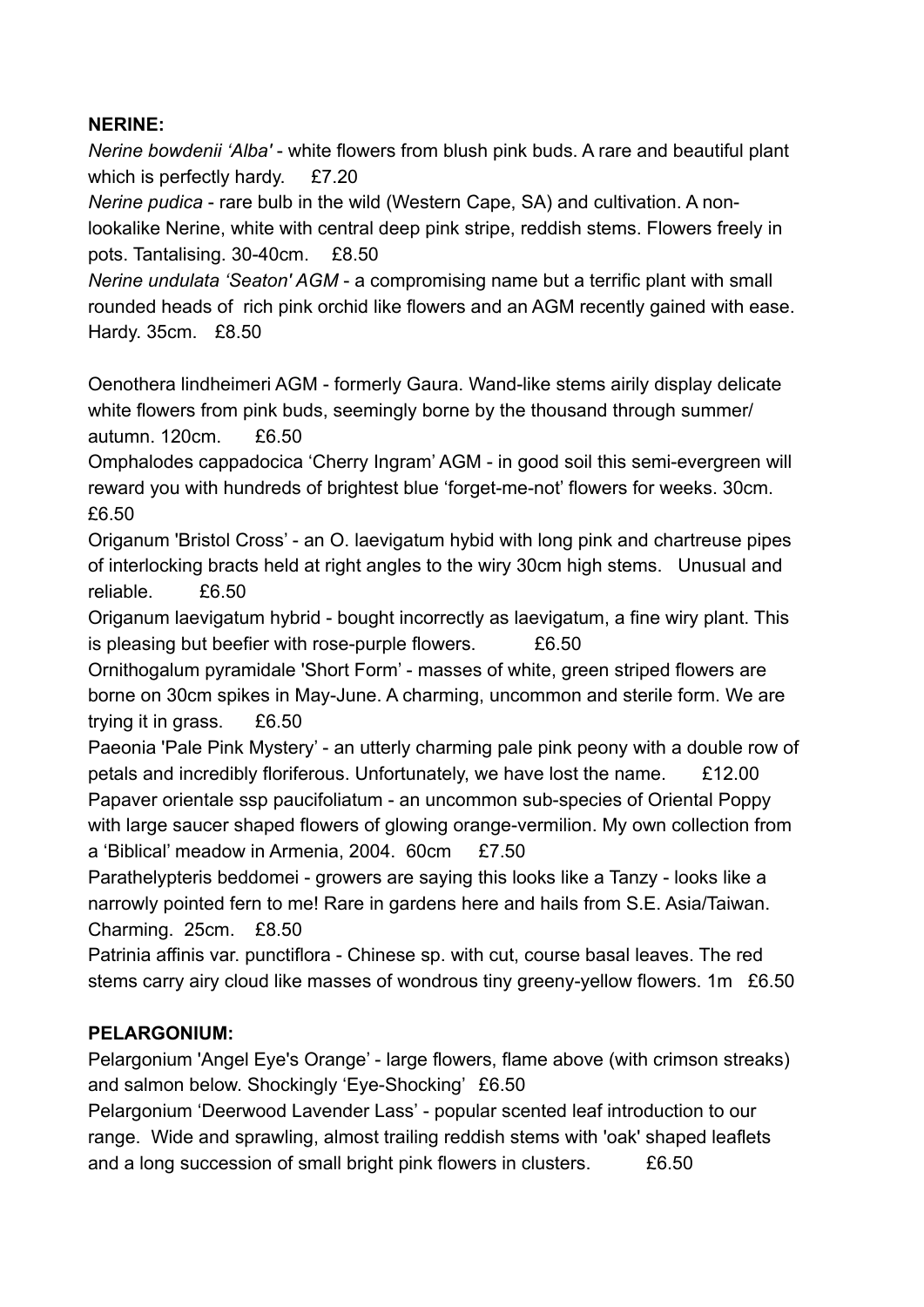**NERINE:**

*Nerine bowdenii 'Alba'* - white flowers from blush pink buds. A rare and beautiful plant which is perfectly hardy. £7.20

*Nerine pudica* - rare bulb in the wild (Western Cape, SA) and cultivation. A non-lookalike Nerine, white with central deep pink stripe, reddish stems. Flowers freely in pots. Tantalising. 30-40cm. £8.50

*Nerine undulata 'Seaton' AGM* - a compromising name but a terrific plant with small rounded heads of rich pink orchid like flowers and an AGM recently gained with ease. Hardy. 35cm. £8.50

Oenothera lindheimeri AGM - formerly Gaura. Wand-like stems airily display delicate white flowers from pink buds, seemingly borne by the thousand through summer/ autumn. 120cm. £6.50

Omphalodes cappadocica 'Cherry Ingram' AGM - in good soil this semi-evergreen will reward you with hundreds of brightest blue 'forget-me-not' flowers for weeks. 30cm. £6.50

Origanum 'Bristol Cross' - an O. laevigatum hybid with long pink and chartreuse pipes of interlocking bracts held at right angles to the wiry 30cm high stems. Unusual and reliable. £6.50

Origanum laevigatum hybrid - bought incorrectly as laevigatum, a fine wiry plant. This is pleasing but beefier with rose-purple flowers. £6.50

Ornithogalum pyramidale 'Short Form' - masses of white, green striped flowers are borne on 30cm spikes in May-June. A charming, uncommon and sterile form. We are trying it in grass. £6.50

Paeonia 'Pale Pink Mystery' - an utterly charming pale pink peony with a double row of petals and incredibly floriferous. Unfortunately, we have lost the name. £12.00

Papaver orientale ssp paucifoliatum - an uncommon sub-species of Oriental Poppy with large saucer shaped flowers of glowing orange-vermilion. My own collection from a 'Biblical' meadow in Armenia, 2004. 60cm £7.50

Parathelypteris beddomei - growers are saying this looks like a Tanzy - looks like a narrowly pointed fern to me! Rare in gardens here and hails from S.E. Asia/Taiwan. Charming. 25cm. £8.50

Patrinia affinis var. punctiflora - Chinese sp. with cut, course basal leaves. The red stems carry airy cloud like masses of wondrous tiny greeny-yellow flowers. 1m £6.50

**PELARGONIUM:**

Pelargonium 'Angel Eye's Orange' - large flowers, flame above (with crimson streaks) and salmon below. Shockingly 'Eye-Shocking' £6.50

Pelargonium 'Deerwood Lavender Lass' - popular scented leaf introduction to our range. Wide and sprawling, almost trailing reddish stems with 'oak' shaped leaflets and a long succession of small bright pink flowers in clusters. £6.50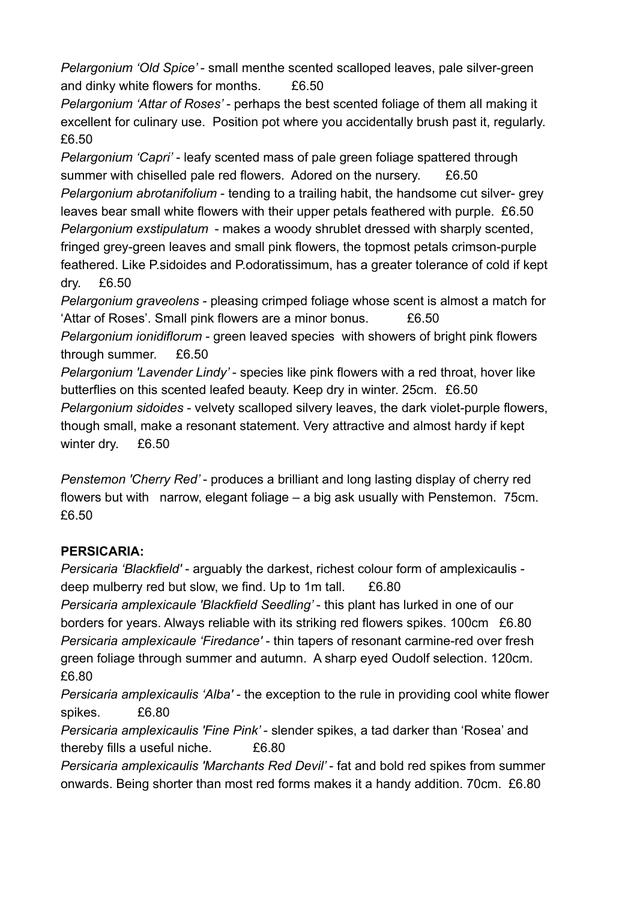*Pelargonium 'Old Spice'* - small menthe scented scalloped leaves, pale silver-green and dinky white flowers for months. £6.50

*Pelargonium 'Attar of Roses'* - perhaps the best scented foliage of them all making it excellent for culinary use. Position pot where you accidentally brush past it, regularly. £6.50

*Pelargonium 'Capri'* - leafy scented mass of pale green foliage spattered through summer with chiselled pale red flowers. Adored on the nursery. £6.50

*Pelargonium abrotanifolium* - tending to a trailing habit, the handsome cut silver- grey leaves bear small white flowers with their upper petals feathered with purple. £6.50

*Pelargonium exstipulatum* - makes a woody shrublet dressed with sharply scented, fringed grey-green leaves and small pink flowers, the topmost petals crimson-purple feathered. Like P.sidoides and P.odoratissimum, has a greater tolerance of cold if kept dry. £6.50

*Pelargonium graveolens* - pleasing crimped foliage whose scent is almost a match for 'Attar of Roses'. Small pink flowers are a minor bonus. £6.50

*Pelargonium ionidiflorum* - green leaved species with showers of bright pink flowers through summer. £6.50

*Pelargonium 'Lavender Lindy'* - species like pink flowers with a red throat, hover like butterflies on this scented leafed beauty. Keep dry in winter. 25cm. £6.50

*Pelargonium sidoides* - velvety scalloped silvery leaves, the dark violet-purple flowers, though small, make a resonant statement. Very attractive and almost hardy if kept winter dry. £6.50

*Penstemon 'Cherry Red'* - produces a brilliant and long lasting display of cherry red flowers but with narrow, elegant foliage – a big ask usually with Penstemon. 75cm. £6.50

**PERSICARIA:**

*Persicaria 'Blackfield'* - arguably the darkest, richest colour form of amplexicaulis - deep mulberry red but slow, we find. Up to 1m tall. £6.80

*Persicaria amplexicaule 'Blackfield Seedling'* - this plant has lurked in one of our borders for years. Always reliable with its striking red flowers spikes. 100cm £6.80

*Persicaria amplexicaule 'Firedance'* - thin tapers of resonant carmine-red over fresh green foliage through summer and autumn. A sharp eyed Oudolf selection. 120cm. £6.80

*Persicaria amplexicaulis 'Alba'* - the exception to the rule in providing cool white flower spikes. £6.80

*Persicaria amplexicaulis 'Fine Pink'* - slender spikes, a tad darker than 'Rosea' and thereby fills a useful niche. £6.80

*Persicaria amplexicaulis 'Marchants Red Devil'* - fat and bold red spikes from summer onwards. Being shorter than most red forms makes it a handy addition. 70cm. £6.80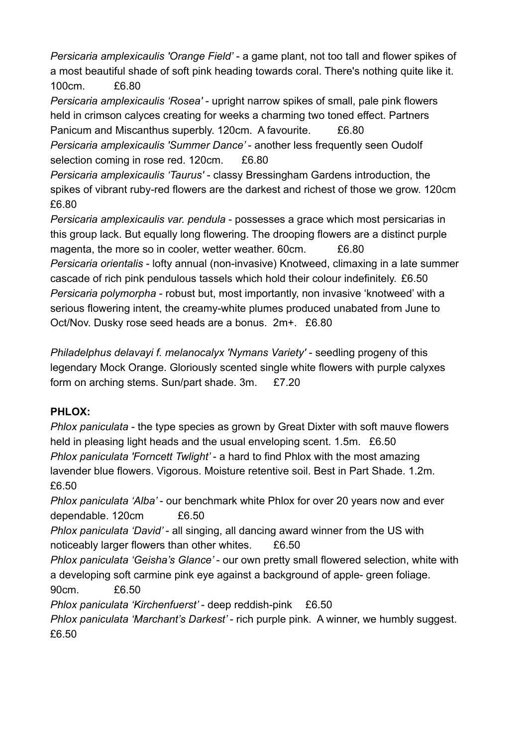*Persicaria amplexicaulis 'Orange Field'* - a game plant, not too tall and flower spikes of a most beautiful shade of soft pink heading towards coral. There's nothing quite like it. 100cm. £6.80

*Persicaria amplexicaulis 'Rosea'* - upright narrow spikes of small, pale pink flowers held in crimson calyces creating for weeks a charming two toned effect. Partners Panicum and Miscanthus superbly. 120cm. A favourite. £6.80

*Persicaria amplexicaulis 'Summer Dance'* - another less frequently seen Oudolf selection coming in rose red. 120cm. £6.80

*Persicaria amplexicaulis 'Taurus'* - classy Bressingham Gardens introduction, the spikes of vibrant ruby-red flowers are the darkest and richest of those we grow. 120cm £6.80

*Persicaria amplexicaulis var. pendula* - possesses a grace which most persicarias in this group lack. But equally long flowering. The drooping flowers are a distinct purple magenta, the more so in cooler, wetter weather. 60cm. £6.80

*Persicaria orientalis* - lofty annual (non-invasive) Knotweed, climaxing in a late summer cascade of rich pink pendulous tassels which hold their colour indefinitely. £6.50

*Persicaria polymorpha* - robust but, most importantly, non invasive 'knotweed' with a serious flowering intent, the creamy-white plumes produced unabated from June to Oct/Nov. Dusky rose seed heads are a bonus. 2m+. £6.80

*Philadelphus delavayi f. melanocalyx 'Nymans Variety'* - seedling progeny of this legendary Mock Orange. Gloriously scented single white flowers with purple calyxes form on arching stems. Sun/part shade. 3m. £7.20

**PHLOX:**

*Phlox paniculata* - the type species as grown by Great Dixter with soft mauve flowers held in pleasing light heads and the usual enveloping scent. 1.5m. £6.50

*Phlox paniculata 'Forncett Twlight'* - a hard to find Phlox with the most amazing lavender blue flowers. Vigorous. Moisture retentive soil. Best in Part Shade. 1.2m. £6.50

*Phlox paniculata 'Alba'* - our benchmark white Phlox for over 20 years now and ever dependable. 120cm £6.50

*Phlox paniculata 'David'* - all singing, all dancing award winner from the US with noticeably larger flowers than other whites. £6.50

*Phlox paniculata 'Geisha's Glance'* - our own pretty small flowered selection, white with a developing soft carmine pink eye against a background of apple- green foliage. 90cm. £6.50

*Phlox paniculata 'Kirchenfuerst'* - deep reddish-pink £6.50

*Phlox paniculata 'Marchant's Darkest'* - rich purple pink. A winner, we humbly suggest. £6.50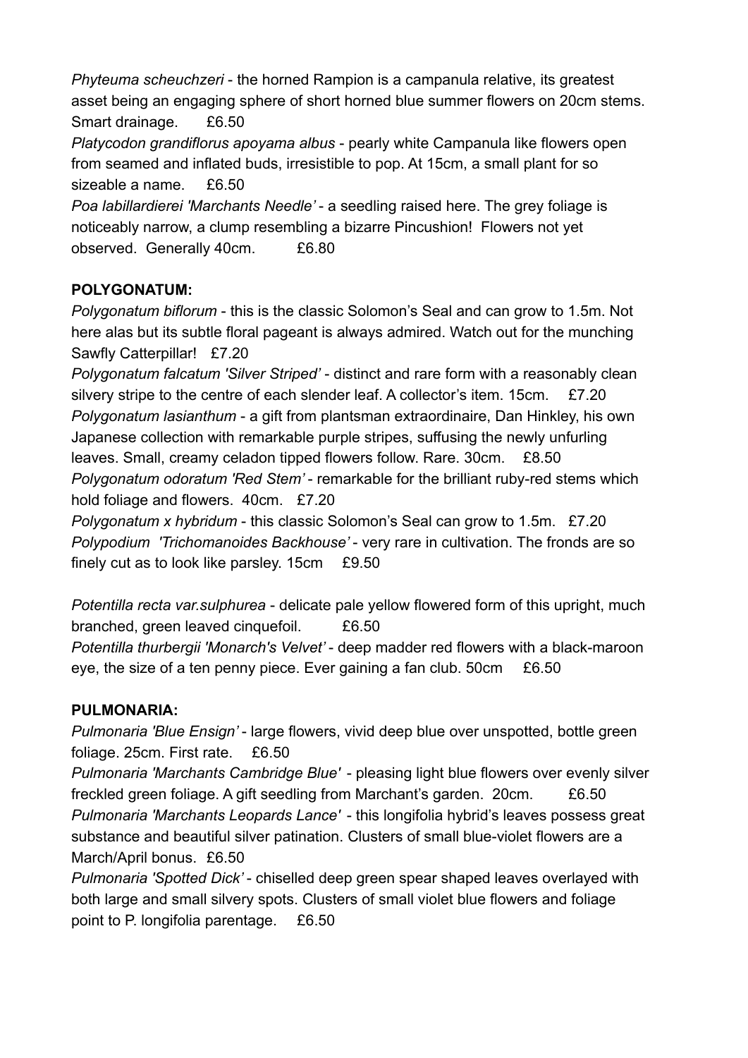*Phyteuma scheuchzeri* - the horned Rampion is a campanula relative, its greatest asset being an engaging sphere of short horned blue summer flowers on 20cm stems. Smart drainage. £6.50

*Platycodon grandiflorus apoyama albus* - pearly white Campanula like flowers open from seamed and inflated buds, irresistible to pop. At 15cm, a small plant for so sizeable a name. £6.50

*Poa labillardierei 'Marchants Needle'* - a seedling raised here. The grey foliage is noticeably narrow, a clump resembling a bizarre Pincushion! Flowers not yet observed. Generally 40cm. £6.80

**POLYGONATUM:**

*Polygonatum biflorum* - this is the classic Solomon's Seal and can grow to 1.5m. Not here alas but its subtle floral pageant is always admired. Watch out for the munching Sawfly Catterpillar! £7.20

*Polygonatum falcatum 'Silver Striped'* - distinct and rare form with a reasonably clean silvery stripe to the centre of each slender leaf. A collector's item. 15cm. £7.20

*Polygonatum lasianthum* - a gift from plantsman extraordinaire, Dan Hinkley, his own Japanese collection with remarkable purple stripes, suffusing the newly unfurling leaves. Small, creamy celadon tipped flowers follow. Rare. 30cm. £8.50

*Polygonatum odoratum 'Red Stem'* - remarkable for the brilliant ruby-red stems which hold foliage and flowers. 40cm. £7.20

*Polygonatum x hybridum* - this classic Solomon's Seal can grow to 1.5m. £7.20

*Polypodium 'Trichomanoides Backhouse'* - very rare in cultivation. The fronds are so finely cut as to look like parsley. 15cm £9.50

*Potentilla recta var.sulphurea* - delicate pale yellow flowered form of this upright, much branched, green leaved cinquefoil. £6.50

*Potentilla thurbergii 'Monarch's Velvet'* - deep madder red flowers with a black-maroon eye, the size of a ten penny piece. Ever gaining a fan club. 50cm £6.50

**PULMONARIA:**

*Pulmonaria 'Blue Ensign'* - large flowers, vivid deep blue over unspotted, bottle green foliage. 25cm. First rate. £6.50

*Pulmonaria 'Marchants Cambridge Blue'* - pleasing light blue flowers over evenly silver freckled green foliage. A gift seedling from Marchant's garden. 20cm. £6.50

*Pulmonaria 'Marchants Leopards Lance'* - this longifolia hybrid's leaves possess great substance and beautiful silver patination. Clusters of small blue-violet flowers are a March/April bonus. £6.50

*Pulmonaria 'Spotted Dick'* - chiselled deep green spear shaped leaves overlayed with both large and small silvery spots. Clusters of small violet blue flowers and foliage point to P. longifolia parentage. £6.50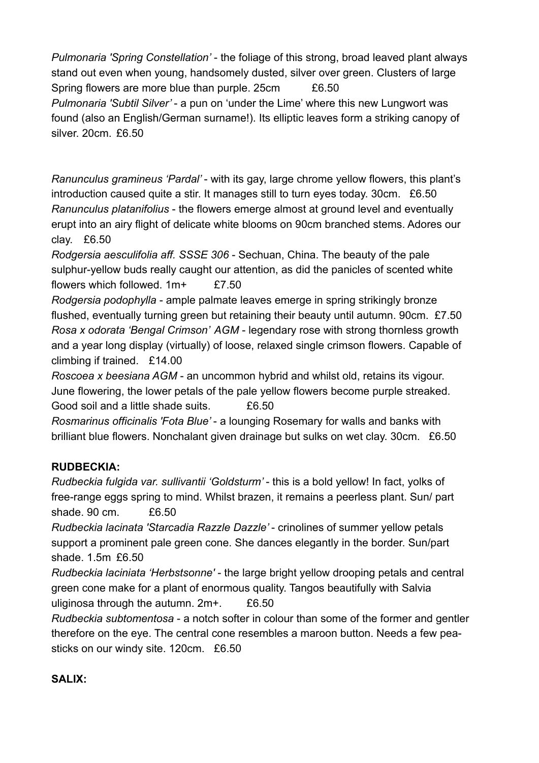*Pulmonaria 'Spring Constellation'* - the foliage of this strong, broad leaved plant always stand out even when young, handsomely dusted, silver over green. Clusters of large Spring flowers are more blue than purple. 25cm £6.50

*Pulmonaria 'Subtil Silver'* - a pun on 'under the Lime' where this new Lungwort was found (also an English/German surname!). Its elliptic leaves form a striking canopy of silver. 20cm. £6.50

*Ranunculus gramineus 'Pardal'* - with its gay, large chrome yellow flowers, this plant's introduction caused quite a stir. It manages still to turn eyes today. 30cm. £6.50

*Ranunculus platanifolius* - the flowers emerge almost at ground level and eventually erupt into an airy flight of delicate white blooms on 90cm branched stems. Adores our clay. £6.50

*Rodgersia aesculifolia aff. SSSE 306* - Sechuan, China. The beauty of the pale sulphur-yellow buds really caught our attention, as did the panicles of scented white flowers which followed. 1m+ £7.50

*Rodgersia podophylla* - ample palmate leaves emerge in spring strikingly bronze flushed, eventually turning green but retaining their beauty until autumn. 90cm. £7.50

*Rosa x odorata 'Bengal Crimson' AGM* - legendary rose with strong thornless growth and a year long display (virtually) of loose, relaxed single crimson flowers. Capable of climbing if trained. £14.00

*Roscoea x beesiana AGM* - an uncommon hybrid and whilst old, retains its vigour. June flowering, the lower petals of the pale yellow flowers become purple streaked. Good soil and a little shade suits. £6.50

*Rosmarinus officinalis 'Fota Blue'* - a lounging Rosemary for walls and banks with brilliant blue flowers. Nonchalant given drainage but sulks on wet clay. 30cm. £6.50

**RUDBECKIA:**

*Rudbeckia fulgida var. sullivantii 'Goldsturm'* - this is a bold yellow! In fact, yolks of free-range eggs spring to mind. Whilst brazen, it remains a peerless plant. Sun/ part shade. 90 cm. £6.50

*Rudbeckia lacinata 'Starcadia Razzle Dazzle'* - crinolines of summer yellow petals support a prominent pale green cone. She dances elegantly in the border. Sun/part shade. 1.5m £6.50

*Rudbeckia laciniata 'Herbstsonne'* - the large bright yellow drooping petals and central green cone make for a plant of enormous quality. Tangos beautifully with Salvia uliginosa through the autumn. 2m+. £6.50

*Rudbeckia subtomentosa* - a notch softer in colour than some of the former and gentler therefore on the eye. The central cone resembles a maroon button. Needs a few pea-sticks on our windy site. 120cm. £6.50

**SALIX:**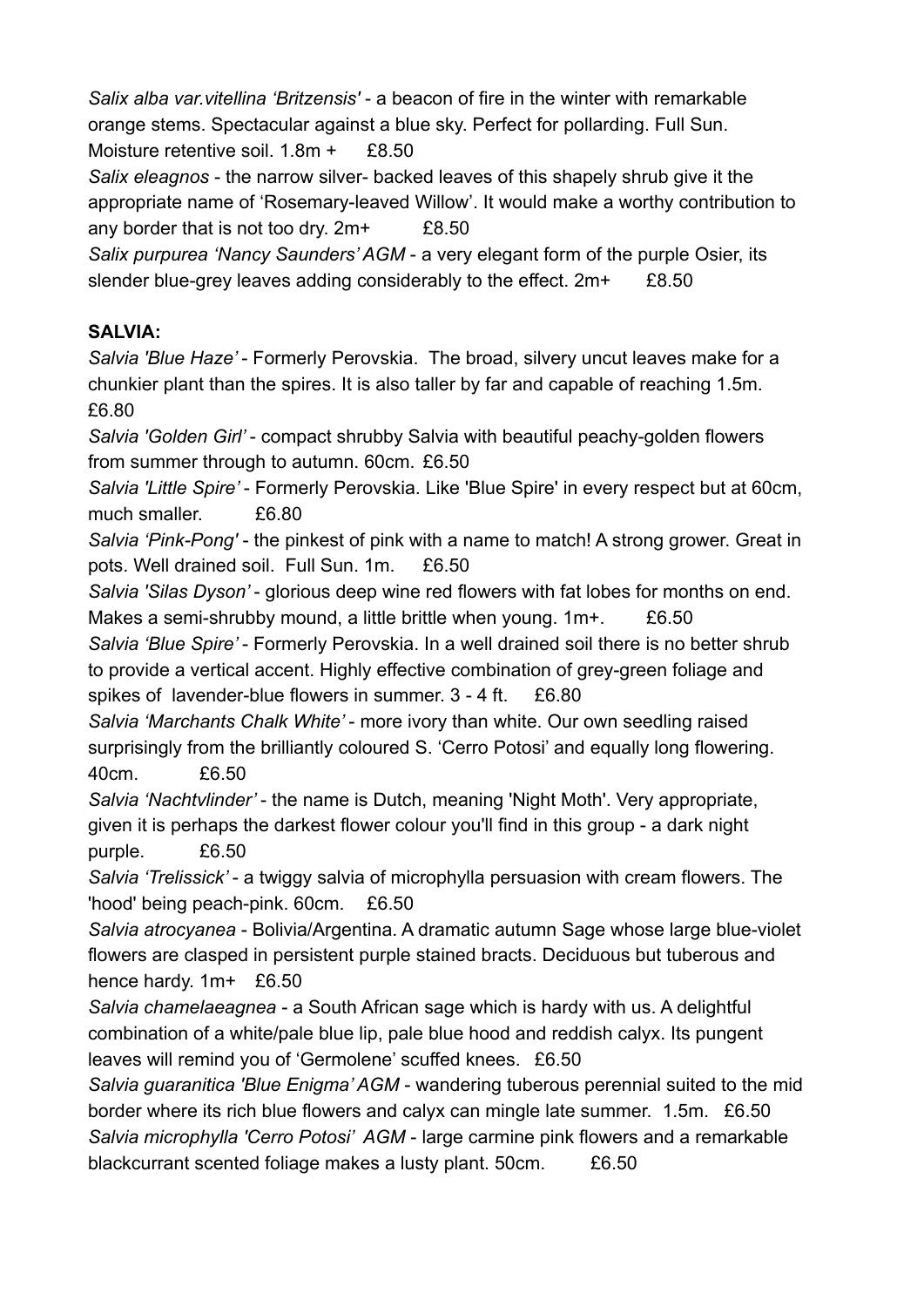*Salix alba var.vitellina 'Britzensis'* - a beacon of fire in the winter with remarkable orange stems. Spectacular against a blue sky. Perfect for pollarding. Full Sun. Moisture retentive soil. 1.8m + £8.50

*Salix eleagnos* - the narrow silver- backed leaves of this shapely shrub give it the appropriate name of 'Rosemary-leaved Willow'. It would make a worthy contribution to any border that is not too dry. 2m+ £8.50

*Salix purpurea 'Nancy Saunders' AGM* - a very elegant form of the purple Osier, its slender blue-grey leaves adding considerably to the effect. 2m+ £8.50

**SALVIA:**

*Salvia 'Blue Haze'* - Formerly Perovskia. The broad, silvery uncut leaves make for a chunkier plant than the spires. It is also taller by far and capable of reaching 1.5m. £6.80

*Salvia 'Golden Girl'* - compact shrubby Salvia with beautiful peachy-golden flowers from summer through to autumn. 60cm. £6.50

*Salvia 'Little Spire'* - Formerly Perovskia. Like 'Blue Spire' in every respect but at 60cm, much smaller. £6.80

*Salvia 'Pink-Pong'* - the pinkest of pink with a name to match! A strong grower. Great in pots. Well drained soil. Full Sun. 1m. £6.50

*Salvia 'Silas Dyson'* - glorious deep wine red flowers with fat lobes for months on end. Makes a semi-shrubby mound, a little brittle when young. 1m+. £6.50

*Salvia 'Blue Spire'* - Formerly Perovskia. In a well drained soil there is no better shrub to provide a vertical accent. Highly effective combination of grey-green foliage and spikes of lavender-blue flowers in summer. 3 - 4 ft. £6.80

*Salvia 'Marchants Chalk White'* - more ivory than white. Our own seedling raised surprisingly from the brilliantly coloured S. 'Cerro Potosi' and equally long flowering. 40cm. £6.50

*Salvia 'Nachtvlinder'* - the name is Dutch, meaning 'Night Moth'. Very appropriate, given it is perhaps the darkest flower colour you'll find in this group - a dark night purple. £6.50

*Salvia 'Trelissick'* - a twiggy salvia of microphylla persuasion with cream flowers. The 'hood' being peach-pink. 60cm. £6.50

*Salvia atrocyanea* - Bolivia/Argentina. A dramatic autumn Sage whose large blue-violet flowers are clasped in persistent purple stained bracts. Deciduous but tuberous and hence hardy. 1m+ £6.50

*Salvia chamelaeagnea* - a South African sage which is hardy with us. A delightful combination of a white/pale blue lip, pale blue hood and reddish calyx. Its pungent leaves will remind you of 'Germolene' scuffed knees. £6.50

*Salvia guaranitica 'Blue Enigma' AGM* - wandering tuberous perennial suited to the mid border where its rich blue flowers and calyx can mingle late summer. 1.5m. £6.50

*Salvia microphylla 'Cerro Potosi' AGM* - large carmine pink flowers and a remarkable blackcurrant scented foliage makes a lusty plant. 50cm. £6.50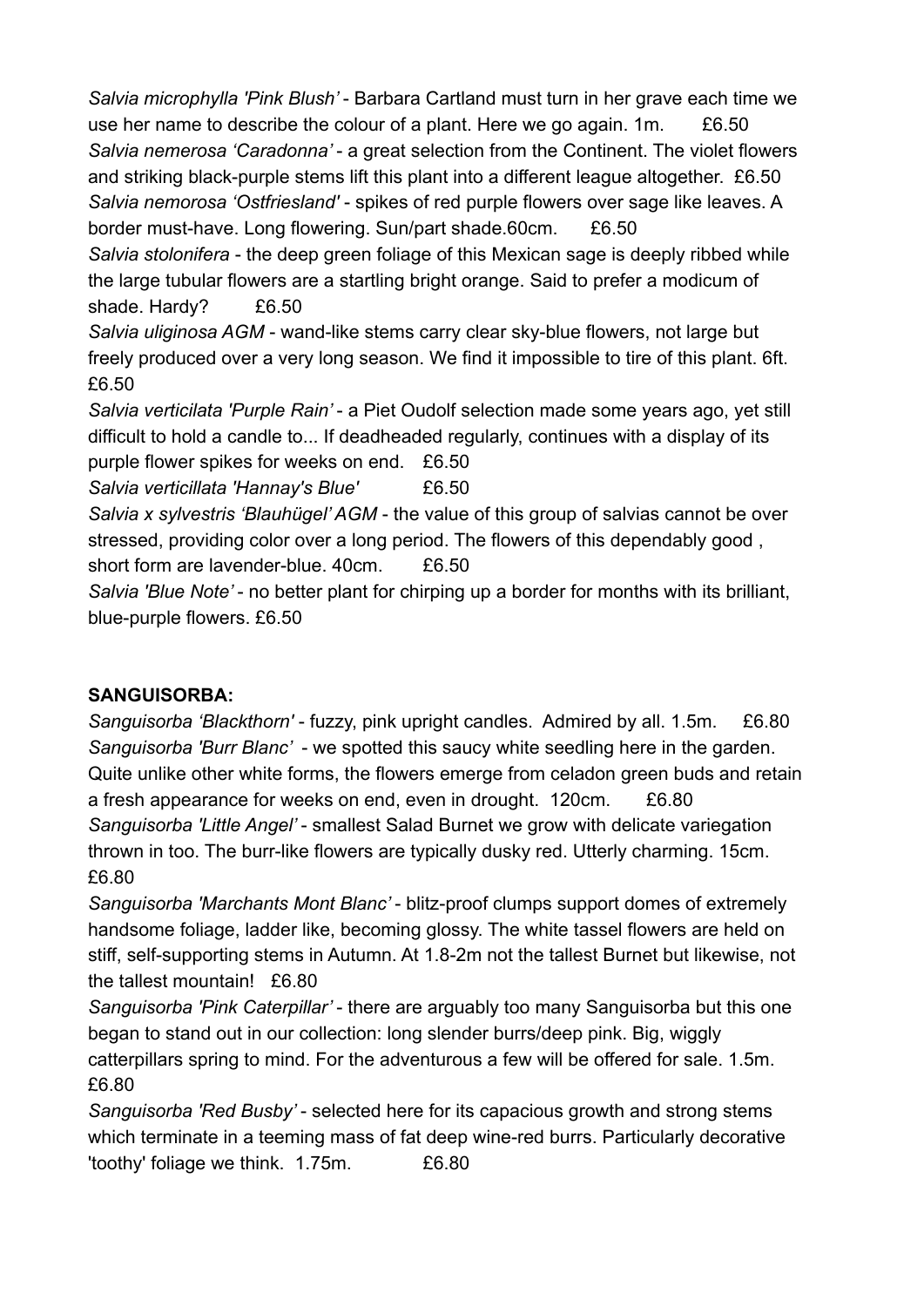*Salvia microphylla 'Pink Blush'* - Barbara Cartland must turn in her grave each time we use her name to describe the colour of a plant. Here we go again. 1m. £6.50

*Salvia nemerosa 'Caradonna'* - a great selection from the Continent. The violet flowers and striking black-purple stems lift this plant into a different league altogether. £6.50

*Salvia nemorosa 'Ostfriesland'* - spikes of red purple flowers over sage like leaves. A border must-have. Long flowering. Sun/part shade.60cm. £6.50

*Salvia stolonifera* - the deep green foliage of this Mexican sage is deeply ribbed while the large tubular flowers are a startling bright orange. Said to prefer a modicum of shade. Hardy? £6.50

*Salvia uliginosa AGM* - wand-like stems carry clear sky-blue flowers, not large but freely produced over a very long season. We find it impossible to tire of this plant. 6ft. £6.50

*Salvia verticilata 'Purple Rain'* - a Piet Oudolf selection made some years ago, yet still difficult to hold a candle to... If deadheaded regularly, continues with a display of its purple flower spikes for weeks on end. £6.50

*Salvia verticillata 'Hannay's Blue'* £6.50

*Salvia x sylvestris 'Blauhügel' AGM* - the value of this group of salvias cannot be over stressed, providing color over a long period. The flowers of this dependably good , short form are lavender-blue. 40cm. £6.50

*Salvia 'Blue Note'* - no better plant for chirping up a border for months with its brilliant, blue-purple flowers. £6.50

**SANGUISORBA:**

*Sanguisorba 'Blackthorn'* - fuzzy, pink upright candles. Admired by all. 1.5m. £6.80

*Sanguisorba 'Burr Blanc'* - we spotted this saucy white seedling here in the garden. Quite unlike other white forms, the flowers emerge from celadon green buds and retain a fresh appearance for weeks on end, even in drought. 120cm. £6.80

*Sanguisorba 'Little Angel'* - smallest Salad Burnet we grow with delicate variegation thrown in too. The burr-like flowers are typically dusky red. Utterly charming. 15cm. £6.80

*Sanguisorba 'Marchants Mont Blanc'* - blitz-proof clumps support domes of extremely handsome foliage, ladder like, becoming glossy. The white tassel flowers are held on stiff, self-supporting stems in Autumn. At 1.8-2m not the tallest Burnet but likewise, not the tallest mountain! £6.80

*Sanguisorba 'Pink Caterpillar'* - there are arguably too many Sanguisorba but this one began to stand out in our collection: long slender burrs/deep pink. Big, wiggly catterpillars spring to mind. For the adventurous a few will be offered for sale. 1.5m. £6.80

*Sanguisorba 'Red Busby'* - selected here for its capacious growth and strong stems which terminate in a teeming mass of fat deep wine-red burrs. Particularly decorative 'toothy' foliage we think. 1.75m. £6.80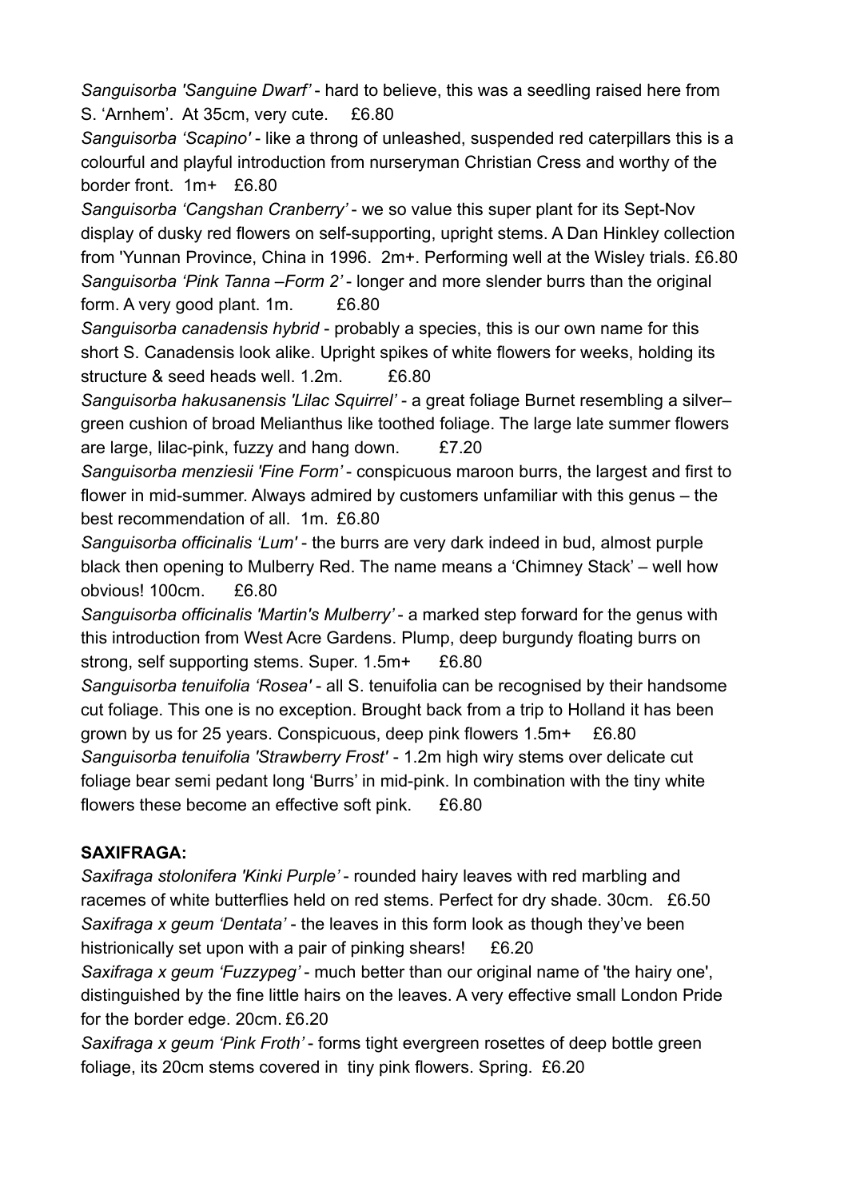*Sanguisorba 'Sanguine Dwarf'* - hard to believe, this was a seedling raised here from S. 'Arnhem'. At 35cm, very cute. £6.80

*Sanguisorba 'Scapino'* - like a throng of unleashed, suspended red caterpillars this is a colourful and playful introduction from nurseryman Christian Cress and worthy of the border front. 1m+ £6.80

*Sanguisorba 'Cangshan Cranberry'* - we so value this super plant for its Sept-Nov display of dusky red flowers on self-supporting, upright stems. A Dan Hinkley collection from 'Yunnan Province, China in 1996. 2m+. Performing well at the Wisley trials. £6.80

*Sanguisorba 'Pink Tanna –Form 2'* - longer and more slender burrs than the original form. A very good plant. 1m. £6.80

*Sanguisorba canadensis hybrid* - probably a species, this is our own name for this short S. Canadensis look alike. Upright spikes of white flowers for weeks, holding its structure & seed heads well. 1.2m. £6.80

*Sanguisorba hakusanensis 'Lilac Squirrel'* - a great foliage Burnet resembling a silver–green cushion of broad Melianthus like toothed foliage. The large late summer flowers are large, lilac-pink, fuzzy and hang down. £7.20

*Sanguisorba menziesii 'Fine Form'* - conspicuous maroon burrs, the largest and first to flower in mid-summer. Always admired by customers unfamiliar with this genus – the best recommendation of all. 1m. £6.80

*Sanguisorba officinalis 'Lum'* - the burrs are very dark indeed in bud, almost purple black then opening to Mulberry Red. The name means a 'Chimney Stack' – well how obvious! 100cm. £6.80

*Sanguisorba officinalis 'Martin's Mulberry'* - a marked step forward for the genus with this introduction from West Acre Gardens. Plump, deep burgundy floating burrs on strong, self supporting stems. Super. 1.5m+ £6.80

*Sanguisorba tenuifolia 'Rosea'* - all S. tenuifolia can be recognised by their handsome cut foliage. This one is no exception. Brought back from a trip to Holland it has been grown by us for 25 years. Conspicuous, deep pink flowers 1.5m+ £6.80

*Sanguisorba tenuifolia 'Strawberry Frost'* - 1.2m high wiry stems over delicate cut foliage bear semi pedant long 'Burrs' in mid-pink. In combination with the tiny white flowers these become an effective soft pink. £6.80

**SAXIFRAGA:**

*Saxifraga stolonifera 'Kinki Purple'* - rounded hairy leaves with red marbling and racemes of white butterflies held on red stems. Perfect for dry shade. 30cm. £6.50

*Saxifraga x geum 'Dentata'* - the leaves in this form look as though they've been histrionically set upon with a pair of pinking shears! £6.20

*Saxifraga x geum 'Fuzzypeg'* - much better than our original name of 'the hairy one', distinguished by the fine little hairs on the leaves. A very effective small London Pride for the border edge. 20cm. £6.20

*Saxifraga x geum 'Pink Froth'* - forms tight evergreen rosettes of deep bottle green foliage, its 20cm stems covered in tiny pink flowers. Spring. £6.20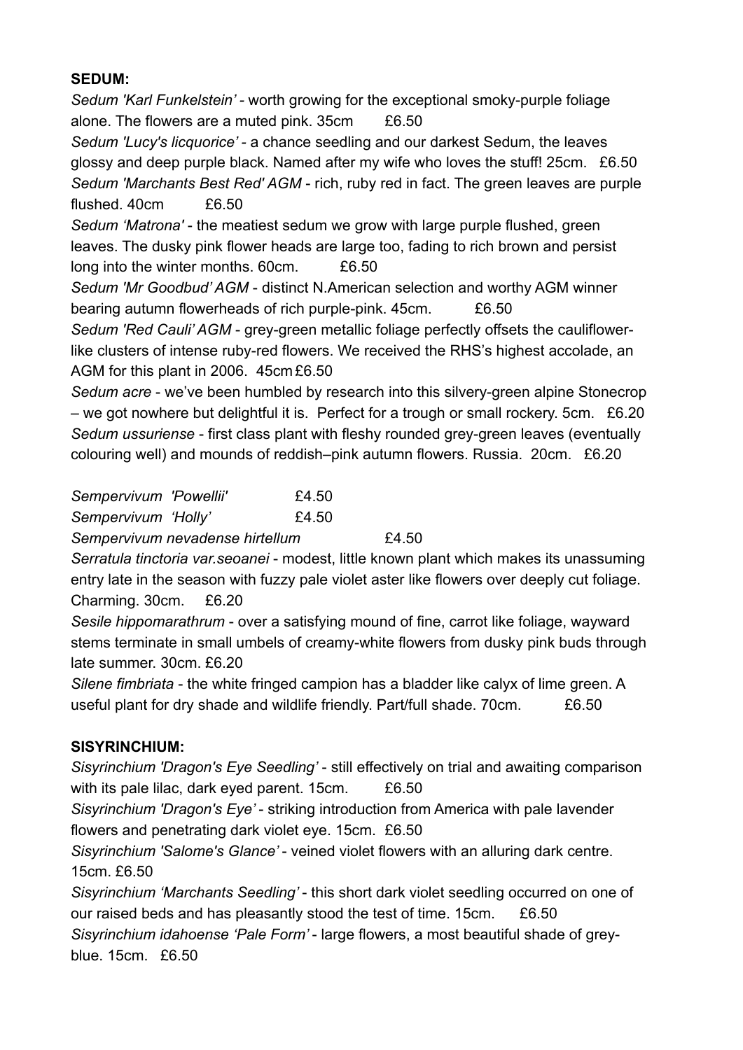**SEDUM:**

*Sedum 'Karl Funkelstein'* - worth growing for the exceptional smoky-purple foliage alone. The flowers are a muted pink. 35cm £6.50

*Sedum 'Lucy's licquorice'* - a chance seedling and our darkest Sedum, the leaves glossy and deep purple black. Named after my wife who loves the stuff! 25cm. £6.50

*Sedum 'Marchants Best Red' AGM* - rich, ruby red in fact. The green leaves are purple flushed. 40cm £6.50

*Sedum 'Matrona'* - the meatiest sedum we grow with large purple flushed, green leaves. The dusky pink flower heads are large too, fading to rich brown and persist long into the winter months. 60cm. £6.50

*Sedum 'Mr Goodbud' AGM* - distinct N.American selection and worthy AGM winner bearing autumn flowerheads of rich purple-pink. 45cm. £6.50

*Sedum 'Red Cauli' AGM* - grey-green metallic foliage perfectly offsets the cauliflower-like clusters of intense ruby-red flowers. We received the RHS's highest accolade, an AGM for this plant in 2006. 45cm £6.50

*Sedum acre* - we've been humbled by research into this silvery-green alpine Stonecrop – we got nowhere but delightful it is. Perfect for a trough or small rockery. 5cm. £6.20

*Sedum ussuriense* - first class plant with fleshy rounded grey-green leaves (eventually colouring well) and mounds of reddish–pink autumn flowers. Russia. 20cm. £6.20

*Sempervivum 'Powellii'* £4.50

*Sempervivum 'Holly'* £4.50

*Sempervivum nevadense hirtellum* £4.50

*Serratula tinctoria var.seoanei* - modest, little known plant which makes its unassuming entry late in the season with fuzzy pale violet aster like flowers over deeply cut foliage. Charming. 30cm. £6.20

*Sesile hippomarathrum* - over a satisfying mound of fine, carrot like foliage, wayward stems terminate in small umbels of creamy-white flowers from dusky pink buds through late summer. 30cm. £6.20

*Silene fimbriata* - the white fringed campion has a bladder like calyx of lime green. A useful plant for dry shade and wildlife friendly. Part/full shade. 70cm. £6.50

**SISYRINCHIUM:**

*Sisyrinchium 'Dragon's Eye Seedling'* - still effectively on trial and awaiting comparison with its pale lilac, dark eyed parent. 15cm. £6.50

*Sisyrinchium 'Dragon's Eye'* - striking introduction from America with pale lavender flowers and penetrating dark violet eye. 15cm. £6.50

*Sisyrinchium 'Salome's Glance'* - veined violet flowers with an alluring dark centre. 15cm. £6.50

*Sisyrinchium 'Marchants Seedling'* - this short dark violet seedling occurred on one of our raised beds and has pleasantly stood the test of time. 15cm. £6.50

*Sisyrinchium idahoense 'Pale Form'* - large flowers, a most beautiful shade of grey-blue. 15cm. £6.50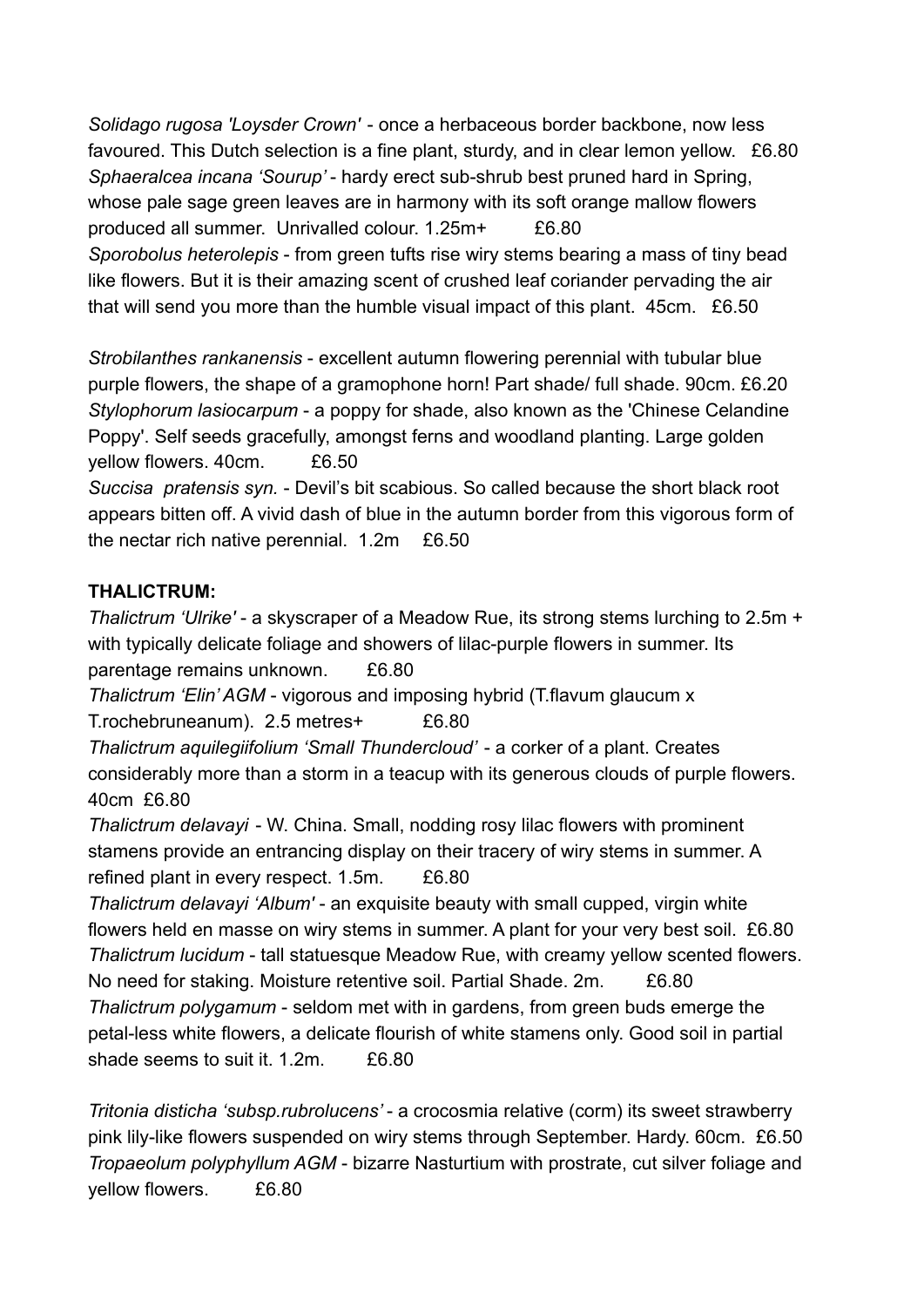*Solidago rugosa 'Loysder Crown'* - once a herbaceous border backbone, now less favoured. This Dutch selection is a fine plant, sturdy, and in clear lemon yellow. £6.80
*Sphaeralcea incana 'Sourup'* - hardy erect sub-shrub best pruned hard in Spring, whose pale sage green leaves are in harmony with its soft orange mallow flowers produced all summer. Unrivalled colour. 1.25m+ £6.80
*Sporobolus heterolepis* - from green tufts rise wiry stems bearing a mass of tiny bead like flowers. But it is their amazing scent of crushed leaf coriander pervading the air that will send you more than the humble visual impact of this plant. 45cm. £6.50

*Strobilanthes rankanensis* - excellent autumn flowering perennial with tubular blue purple flowers, the shape of a gramophone horn! Part shade/ full shade. 90cm. £6.20
*Stylophorum lasiocarpum* - a poppy for shade, also known as the 'Chinese Celandine Poppy'. Self seeds gracefully, amongst ferns and woodland planting. Large golden yellow flowers. 40cm. £6.50
*Succisa pratensis syn.* - Devil's bit scabious. So called because the short black root appears bitten off. A vivid dash of blue in the autumn border from this vigorous form of the nectar rich native perennial. 1.2m £6.50

**THALICTRUM:**
*Thalictrum 'Ulrike'* - a skyscraper of a Meadow Rue, its strong stems lurching to 2.5m + with typically delicate foliage and showers of lilac-purple flowers in summer. Its parentage remains unknown. £6.80
*Thalictrum 'Elin' AGM* - vigorous and imposing hybrid (T.flavum glaucum x T.rochebruneanum). 2.5 metres+ £6.80
*Thalictrum aquilegiifolium 'Small Thundercloud'* - a corker of a plant. Creates considerably more than a storm in a teacup with its generous clouds of purple flowers. 40cm £6.80
*Thalictrum delavayi* - W. China. Small, nodding rosy lilac flowers with prominent stamens provide an entrancing display on their tracery of wiry stems in summer. A refined plant in every respect. 1.5m. £6.80
*Thalictrum delavayi 'Album'* - an exquisite beauty with small cupped, virgin white flowers held en masse on wiry stems in summer. A plant for your very best soil. £6.80
*Thalictrum lucidum* - tall statuesque Meadow Rue, with creamy yellow scented flowers. No need for staking. Moisture retentive soil. Partial Shade. 2m. £6.80
*Thalictrum polygamum* - seldom met with in gardens, from green buds emerge the petal-less white flowers, a delicate flourish of white stamens only. Good soil in partial shade seems to suit it. 1.2m. £6.80

*Tritonia disticha 'subsp.rubrolucens'* - a crocosmia relative (corm) its sweet strawberry pink lily-like flowers suspended on wiry stems through September. Hardy. 60cm. £6.50
*Tropaeolum polyphyllum AGM* - bizarre Nasturtium with prostrate, cut silver foliage and yellow flowers. £6.80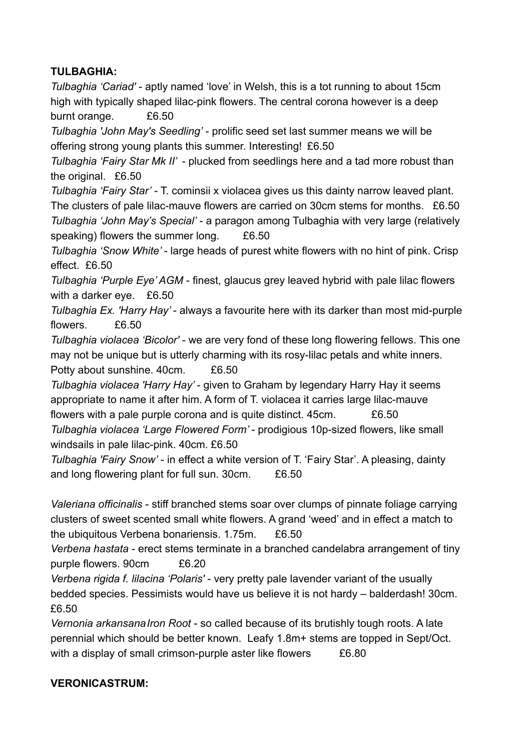**TULBAGHIA:**

*Tulbaghia 'Cariad'* - aptly named 'love' in Welsh, this is a tot running to about 15cm high with typically shaped lilac-pink flowers. The central corona however is a deep burnt orange. £6.50

*Tulbaghia 'John May's Seedling'* - prolific seed set last summer means we will be offering strong young plants this summer. Interesting! £6.50

*Tulbaghia 'Fairy Star Mk II'* - plucked from seedlings here and a tad more robust than the original. £6.50

*Tulbaghia 'Fairy Star'* - T. cominsii x violacea gives us this dainty narrow leaved plant. The clusters of pale lilac-mauve flowers are carried on 30cm stems for months. £6.50

*Tulbaghia 'John May's Special'* - a paragon among Tulbaghia with very large (relatively speaking) flowers the summer long. £6.50

*Tulbaghia 'Snow White'* - large heads of purest white flowers with no hint of pink. Crisp effect. £6.50

*Tulbaghia 'Purple Eye' AGM* - finest, glaucus grey leaved hybrid with pale lilac flowers with a darker eye. £6.50

*Tulbaghia Ex. 'Harry Hay'* - always a favourite here with its darker than most mid-purple flowers. £6.50

*Tulbaghia violacea 'Bicolor'* - we are very fond of these long flowering fellows. This one may not be unique but is utterly charming with its rosy-lilac petals and white inners. Potty about sunshine. 40cm. £6.50

*Tulbaghia violacea 'Harry Hay'* - given to Graham by legendary Harry Hay it seems appropriate to name it after him. A form of T. violacea it carries large lilac-mauve flowers with a pale purple corona and is quite distinct. 45cm. £6.50

*Tulbaghia violacea 'Large Flowered Form'* - prodigious 10p-sized flowers, like small windsails in pale lilac-pink. 40cm. £6.50

*Tulbaghia 'Fairy Snow'* - in effect a white version of T. 'Fairy Star'. A pleasing, dainty and long flowering plant for full sun. 30cm. £6.50

*Valeriana officinalis* - stiff branched stems soar over clumps of pinnate foliage carrying clusters of sweet scented small white flowers. A grand 'weed' and in effect a match to the ubiquitous Verbena bonariensis. 1.75m. £6.50

*Verbena hastata* - erect stems terminate in a branched candelabra arrangement of tiny purple flowers. 90cm £6.20

*Verbena rigida f. lilacina 'Polaris'* - very pretty pale lavender variant of the usually bedded species. Pessimists would have us believe it is not hardy – balderdash! 30cm. £6.50

*Vernonia arkansana Iron Root* - so called because of its brutishly tough roots. A late perennial which should be better known. Leafy 1.8m+ stems are topped in Sept/Oct. with a display of small crimson-purple aster like flowers £6.80

**VERONICASTRUM:**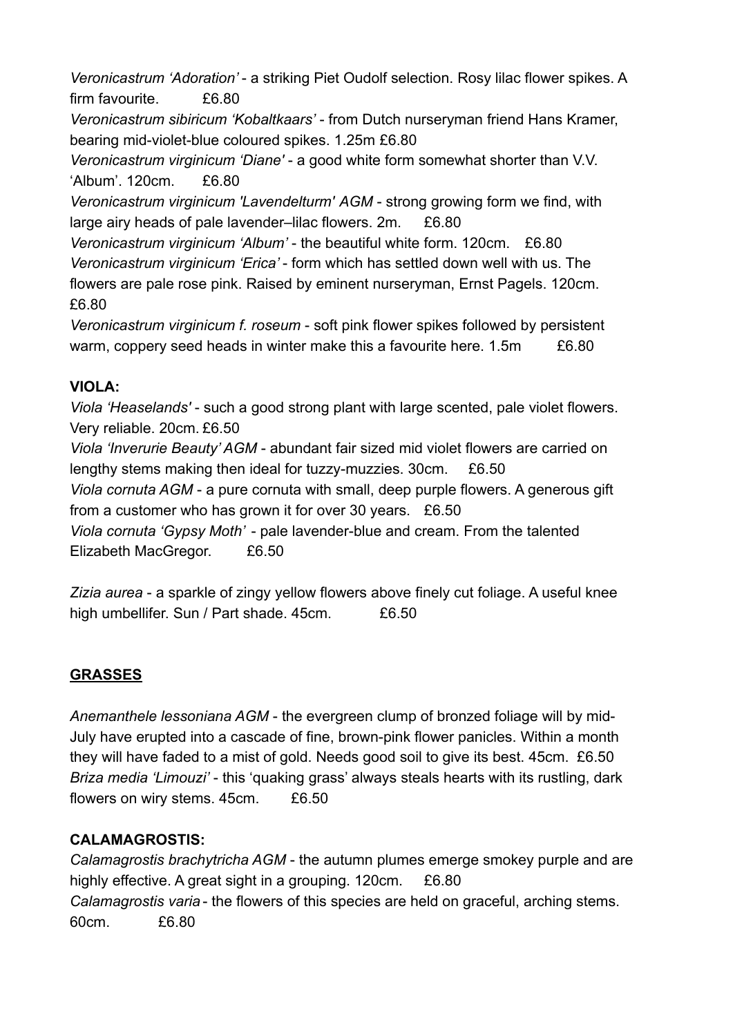*Veronicastrum 'Adoration'* - a striking Piet Oudolf selection. Rosy lilac flower spikes. A firm favourite. £6.80

*Veronicastrum sibiricum 'Kobaltkaars'* - from Dutch nurseryman friend Hans Kramer, bearing mid-violet-blue coloured spikes. 1.25m £6.80

*Veronicastrum virginicum 'Diane'* - a good white form somewhat shorter than V.V. 'Album'. 120cm. £6.80

*Veronicastrum virginicum 'Lavendelturm' AGM* - strong growing form we find, with large airy heads of pale lavender–lilac flowers. 2m. £6.80

*Veronicastrum virginicum 'Album'* - the beautiful white form. 120cm. £6.80

*Veronicastrum virginicum 'Erica'* - form which has settled down well with us. The flowers are pale rose pink. Raised by eminent nurseryman, Ernst Pagels. 120cm. £6.80

*Veronicastrum virginicum f. roseum* - soft pink flower spikes followed by persistent warm, coppery seed heads in winter make this a favourite here. 1.5m £6.80

**VIOLA:**

*Viola 'Heaselands'* - such a good strong plant with large scented, pale violet flowers. Very reliable. 20cm. £6.50

*Viola 'Inverurie Beauty' AGM* - abundant fair sized mid violet flowers are carried on lengthy stems making then ideal for tuzzy-muzzies. 30cm. £6.50

*Viola cornuta AGM* - a pure cornuta with small, deep purple flowers. A generous gift from a customer who has grown it for over 30 years. £6.50

*Viola cornuta 'Gypsy Moth'* - pale lavender-blue and cream. From the talented Elizabeth MacGregor. £6.50

*Zizia aurea* - a sparkle of zingy yellow flowers above finely cut foliage. A useful knee high umbellifer. Sun / Part shade. 45cm. £6.50

## GRASSES

*Anemanthele lessoniana AGM* - the evergreen clump of bronzed foliage will by mid-July have erupted into a cascade of fine, brown-pink flower panicles. Within a month they will have faded to a mist of gold. Needs good soil to give its best. 45cm. £6.50

*Briza media 'Limouzi'* - this 'quaking grass' always steals hearts with its rustling, dark flowers on wiry stems. 45cm. £6.50

**CALAMAGROSTIS:**

*Calamagrostis brachytricha AGM* - the autumn plumes emerge smokey purple and are highly effective. A great sight in a grouping. 120cm. £6.80

*Calamagrostis varia* - the flowers of this species are held on graceful, arching stems. 60cm. £6.80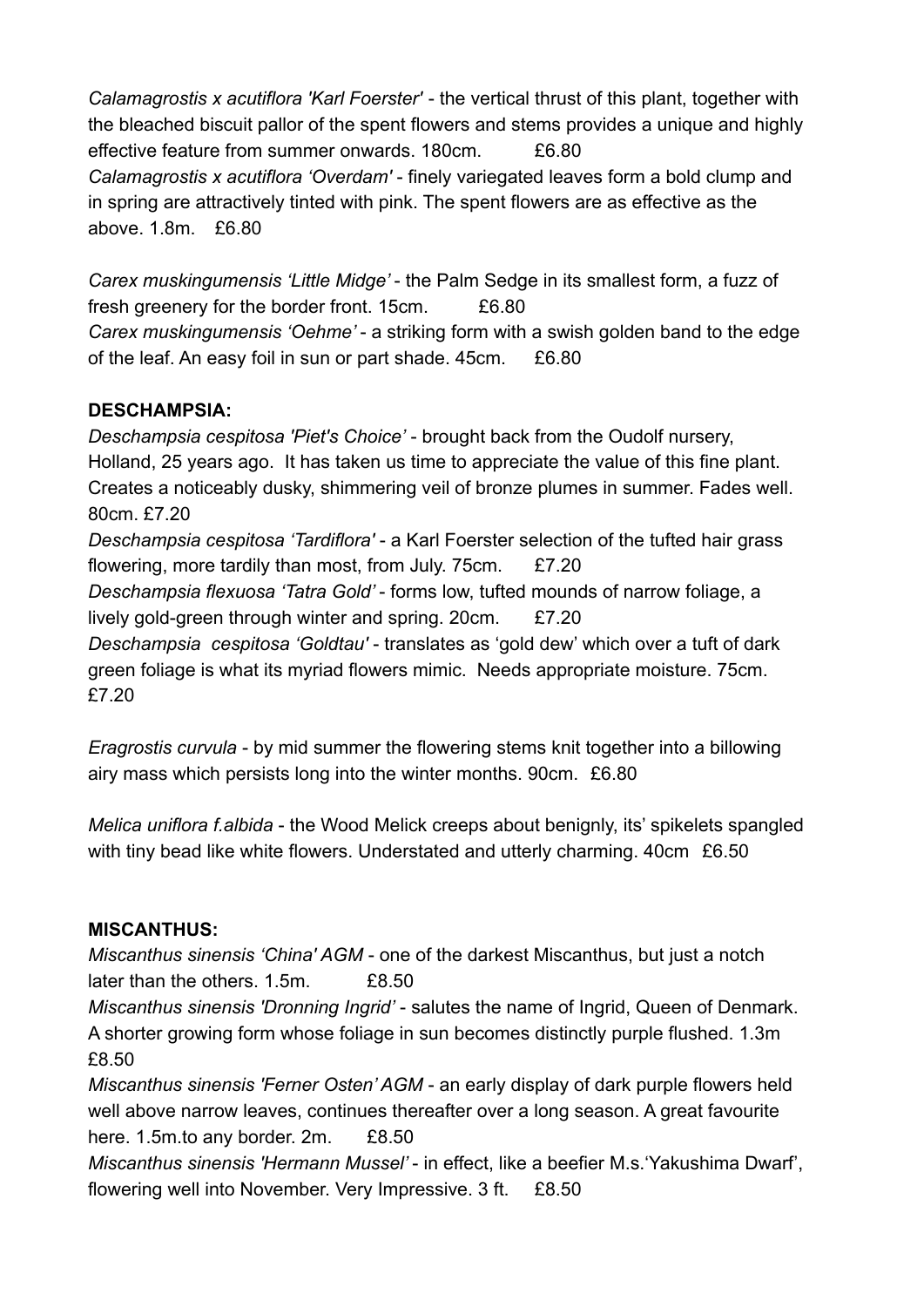*Calamagrostis x acutiflora 'Karl Foerster'* - the vertical thrust of this plant, together with the bleached biscuit pallor of the spent flowers and stems provides a unique and highly effective feature from summer onwards. 180cm. £6.80
*Calamagrostis x acutiflora 'Overdam'* - finely variegated leaves form a bold clump and in spring are attractively tinted with pink. The spent flowers are as effective as the above. 1.8m. £6.80

*Carex muskingumensis 'Little Midge'* - the Palm Sedge in its smallest form, a fuzz of fresh greenery for the border front. 15cm. £6.80
*Carex muskingumensis 'Oehme'* - a striking form with a swish golden band to the edge of the leaf. An easy foil in sun or part shade. 45cm. £6.80

**DESCHAMPSIA:**
*Deschampsia cespitosa 'Piet's Choice'* - brought back from the Oudolf nursery, Holland, 25 years ago. It has taken us time to appreciate the value of this fine plant. Creates a noticeably dusky, shimmering veil of bronze plumes in summer. Fades well. 80cm. £7.20
*Deschampsia cespitosa 'Tardiflora'* - a Karl Foerster selection of the tufted hair grass flowering, more tardily than most, from July. 75cm. £7.20
*Deschampsia flexuosa 'Tatra Gold'* - forms low, tufted mounds of narrow foliage, a lively gold-green through winter and spring. 20cm. £7.20
*Deschampsia cespitosa 'Goldtau'* - translates as 'gold dew' which over a tuft of dark green foliage is what its myriad flowers mimic. Needs appropriate moisture. 75cm. £7.20

*Eragrostis curvula* - by mid summer the flowering stems knit together into a billowing airy mass which persists long into the winter months. 90cm. £6.80

*Melica uniflora f.albida* - the Wood Melick creeps about benignly, its' spikelets spangled with tiny bead like white flowers. Understated and utterly charming. 40cm £6.50

**MISCANTHUS:**
*Miscanthus sinensis 'China' AGM* - one of the darkest Miscanthus, but just a notch later than the others. 1.5m. £8.50
*Miscanthus sinensis 'Dronning Ingrid'* - salutes the name of Ingrid, Queen of Denmark. A shorter growing form whose foliage in sun becomes distinctly purple flushed. 1.3m £8.50
*Miscanthus sinensis 'Ferner Osten' AGM* - an early display of dark purple flowers held well above narrow leaves, continues thereafter over a long season. A great favourite here. 1.5m.to any border. 2m. £8.50
*Miscanthus sinensis 'Hermann Mussel'* - in effect, like a beefier M.s.'Yakushima Dwarf', flowering well into November. Very Impressive. 3 ft. £8.50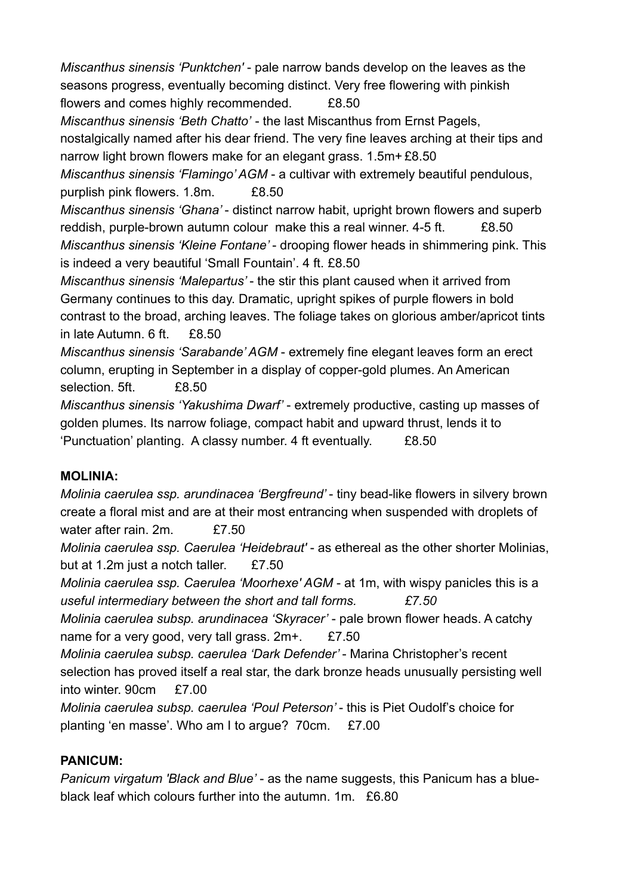*Miscanthus sinensis 'Punktchen'* - pale narrow bands develop on the leaves as the seasons progress, eventually becoming distinct. Very free flowering with pinkish flowers and comes highly recommended. £8.50

*Miscanthus sinensis 'Beth Chatto'* - the last Miscanthus from Ernst Pagels, nostalgically named after his dear friend. The very fine leaves arching at their tips and narrow light brown flowers make for an elegant grass. 1.5m+ £8.50

*Miscanthus sinensis 'Flamingo' AGM* - a cultivar with extremely beautiful pendulous, purplish pink flowers. 1.8m. £8.50

*Miscanthus sinensis 'Ghana'* - distinct narrow habit, upright brown flowers and superb reddish, purple-brown autumn colour make this a real winner. 4-5 ft. £8.50

*Miscanthus sinensis 'Kleine Fontane'* - drooping flower heads in shimmering pink. This is indeed a very beautiful 'Small Fountain'. 4 ft. £8.50

*Miscanthus sinensis 'Malepartus'* - the stir this plant caused when it arrived from Germany continues to this day. Dramatic, upright spikes of purple flowers in bold contrast to the broad, arching leaves. The foliage takes on glorious amber/apricot tints in late Autumn. 6 ft. £8.50

*Miscanthus sinensis 'Sarabande' AGM* - extremely fine elegant leaves form an erect column, erupting in September in a display of copper-gold plumes. An American selection. 5ft. £8.50

*Miscanthus sinensis 'Yakushima Dwarf'* - extremely productive, casting up masses of golden plumes. Its narrow foliage, compact habit and upward thrust, lends it to 'Punctuation' planting. A classy number. 4 ft eventually. £8.50

**MOLINIA:**

*Molinia caerulea ssp. arundinacea 'Bergfreund'* - tiny bead-like flowers in silvery brown create a floral mist and are at their most entrancing when suspended with droplets of water after rain. 2m. £7.50

*Molinia caerulea ssp. Caerulea 'Heidebraut'* - as ethereal as the other shorter Molinias, but at 1.2m just a notch taller. £7.50

*Molinia caerulea ssp. Caerulea 'Moorhexe' AGM* - at 1m, with wispy panicles this is a *useful intermediary between the short and tall forms. £7.50*

*Molinia caerulea subsp. arundinacea 'Skyracer'* - pale brown flower heads. A catchy name for a very good, very tall grass. 2m+. £7.50

*Molinia caerulea subsp. caerulea 'Dark Defender'* - Marina Christopher's recent selection has proved itself a real star, the dark bronze heads unusually persisting well into winter. 90cm £7.00

*Molinia caerulea subsp. caerulea 'Poul Peterson'* - this is Piet Oudolf's choice for planting 'en masse'. Who am I to argue? 70cm. £7.00

**PANICUM:**

*Panicum virgatum 'Black and Blue'* - as the name suggests, this Panicum has a blue-black leaf which colours further into the autumn. 1m. £6.80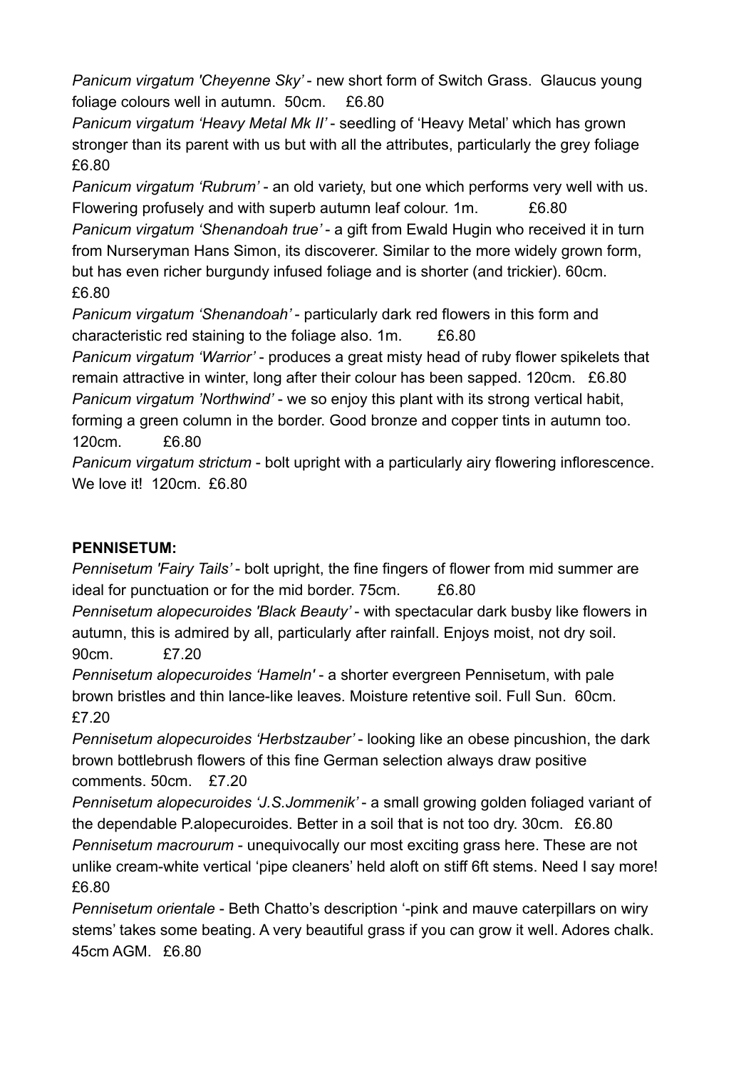*Panicum virgatum 'Cheyenne Sky'* - new short form of Switch Grass. Glaucus young foliage colours well in autumn. 50cm. £6.80

*Panicum virgatum 'Heavy Metal Mk II'* - seedling of 'Heavy Metal' which has grown stronger than its parent with us but with all the attributes, particularly the grey foliage £6.80

*Panicum virgatum 'Rubrum'* - an old variety, but one which performs very well with us. Flowering profusely and with superb autumn leaf colour. 1m. £6.80

*Panicum virgatum 'Shenandoah true'* - a gift from Ewald Hugin who received it in turn from Nurseryman Hans Simon, its discoverer. Similar to the more widely grown form, but has even richer burgundy infused foliage and is shorter (and trickier). 60cm. £6.80

*Panicum virgatum 'Shenandoah'* - particularly dark red flowers in this form and characteristic red staining to the foliage also. 1m. £6.80

*Panicum virgatum 'Warrior'* - produces a great misty head of ruby flower spikelets that remain attractive in winter, long after their colour has been sapped. 120cm. £6.80

*Panicum virgatum 'Northwind'* - we so enjoy this plant with its strong vertical habit, forming a green column in the border. Good bronze and copper tints in autumn too. 120cm. £6.80

*Panicum virgatum strictum* - bolt upright with a particularly airy flowering inflorescence. We love it! 120cm. £6.80

**PENNISETUM:**

*Pennisetum 'Fairy Tails'* - bolt upright, the fine fingers of flower from mid summer are ideal for punctuation or for the mid border. 75cm. £6.80

*Pennisetum alopecuroides 'Black Beauty'* - with spectacular dark busby like flowers in autumn, this is admired by all, particularly after rainfall. Enjoys moist, not dry soil. 90cm. £7.20

*Pennisetum alopecuroides 'Hameln'* - a shorter evergreen Pennisetum, with pale brown bristles and thin lance-like leaves. Moisture retentive soil. Full Sun. 60cm. £7.20

*Pennisetum alopecuroides 'Herbstzauber'* - looking like an obese pincushion, the dark brown bottlebrush flowers of this fine German selection always draw positive comments. 50cm. £7.20

*Pennisetum alopecuroides 'J.S.Jommenik'* - a small growing golden foliaged variant of the dependable P.alopecuroides. Better in a soil that is not too dry. 30cm. £6.80

*Pennisetum macrourum* - unequivocally our most exciting grass here. These are not unlike cream-white vertical 'pipe cleaners' held aloft on stiff 6ft stems. Need I say more! £6.80

*Pennisetum orientale* - Beth Chatto's description '-pink and mauve caterpillars on wiry stems' takes some beating. A very beautiful grass if you can grow it well. Adores chalk. 45cm AGM. £6.80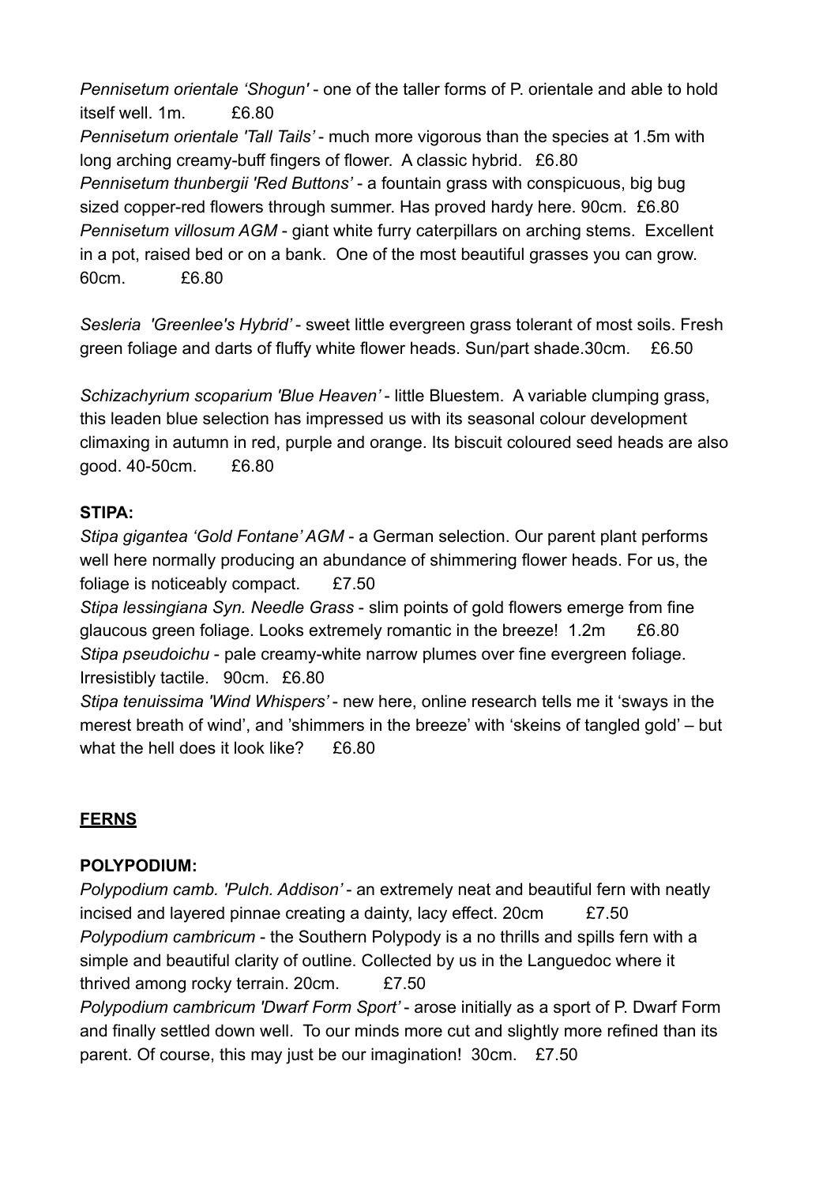*Pennisetum orientale 'Shogun'* - one of the taller forms of P. orientale and able to hold itself well. 1m. £6.80
*Pennisetum orientale 'Tall Tails'* - much more vigorous than the species at 1.5m with long arching creamy-buff fingers of flower. A classic hybrid. £6.80
*Pennisetum thunbergii 'Red Buttons'* - a fountain grass with conspicuous, big bug sized copper-red flowers through summer. Has proved hardy here. 90cm. £6.80
*Pennisetum villosum AGM* - giant white furry caterpillars on arching stems. Excellent in a pot, raised bed or on a bank. One of the most beautiful grasses you can grow. 60cm. £6.80

*Sesleria 'Greenlee's Hybrid'* - sweet little evergreen grass tolerant of most soils. Fresh green foliage and darts of fluffy white flower heads. Sun/part shade.30cm. £6.50

*Schizachyrium scoparium 'Blue Heaven'* - little Bluestem. A variable clumping grass, this leaden blue selection has impressed us with its seasonal colour development climaxing in autumn in red, purple and orange. Its biscuit coloured seed heads are also good. 40-50cm. £6.80

**STIPA:**
*Stipa gigantea 'Gold Fontane' AGM* - a German selection. Our parent plant performs well here normally producing an abundance of shimmering flower heads. For us, the foliage is noticeably compact. £7.50
*Stipa lessingiana Syn. Needle Grass* - slim points of gold flowers emerge from fine glaucous green foliage. Looks extremely romantic in the breeze! 1.2m £6.80
*Stipa pseudoichu* - pale creamy-white narrow plumes over fine evergreen foliage. Irresistibly tactile. 90cm. £6.80
*Stipa tenuissima 'Wind Whispers'* - new here, online research tells me it 'sways in the merest breath of wind', and 'shimmers in the breeze' with 'skeins of tangled gold' – but what the hell does it look like? £6.80

## FERNS

**POLYPODIUM:**
*Polypodium camb. 'Pulch. Addison'* - an extremely neat and beautiful fern with neatly incised and layered pinnae creating a dainty, lacy effect. 20cm £7.50
*Polypodium cambricum* - the Southern Polypody is a no thrills and spills fern with a simple and beautiful clarity of outline. Collected by us in the Languedoc where it thrived among rocky terrain. 20cm. £7.50
*Polypodium cambricum 'Dwarf Form Sport'* - arose initially as a sport of P. Dwarf Form and finally settled down well. To our minds more cut and slightly more refined than its parent. Of course, this may just be our imagination! 30cm. £7.50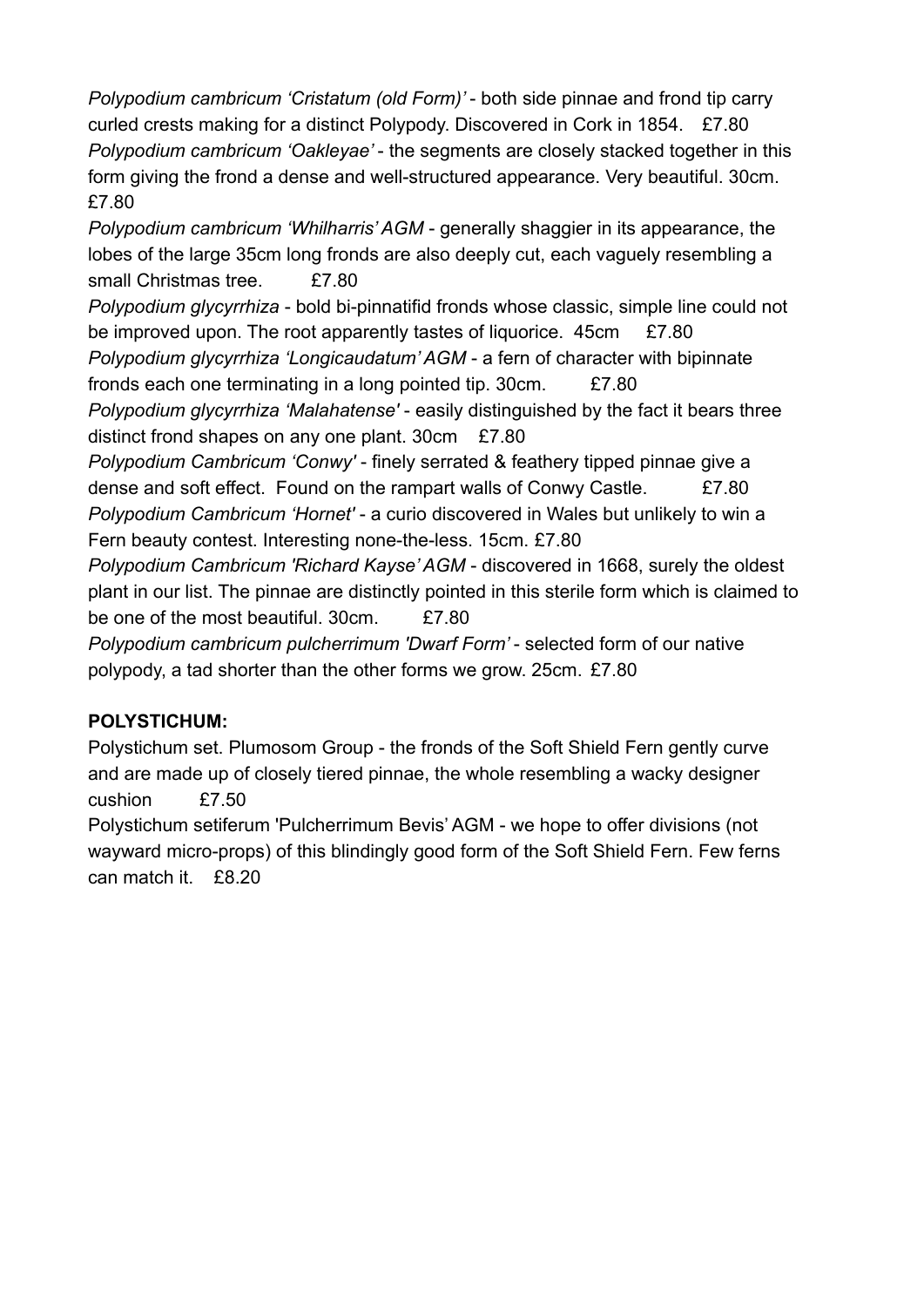*Polypodium cambricum 'Cristatum (old Form)'* - both side pinnae and frond tip carry curled crests making for a distinct Polypody. Discovered in Cork in 1854. £7.80

*Polypodium cambricum 'Oakleyae'* - the segments are closely stacked together in this form giving the frond a dense and well-structured appearance. Very beautiful. 30cm. £7.80

*Polypodium cambricum 'Whilharris' AGM* - generally shaggier in its appearance, the lobes of the large 35cm long fronds are also deeply cut, each vaguely resembling a small Christmas tree. £7.80

*Polypodium glycyrrhiza* - bold bi-pinnatifid fronds whose classic, simple line could not be improved upon. The root apparently tastes of liquorice. 45cm £7.80

*Polypodium glycyrrhiza 'Longicaudatum' AGM* - a fern of character with bipinnate fronds each one terminating in a long pointed tip. 30cm. £7.80

*Polypodium glycyrrhiza 'Malahatense'* - easily distinguished by the fact it bears three distinct frond shapes on any one plant. 30cm £7.80

*Polypodium Cambricum 'Conwy'* - finely serrated & feathery tipped pinnae give a dense and soft effect. Found on the rampart walls of Conwy Castle. £7.80

*Polypodium Cambricum 'Hornet'* - a curio discovered in Wales but unlikely to win a Fern beauty contest. Interesting none-the-less. 15cm. £7.80

*Polypodium Cambricum 'Richard Kayse' AGM* - discovered in 1668, surely the oldest plant in our list. The pinnae are distinctly pointed in this sterile form which is claimed to be one of the most beautiful. 30cm. £7.80

*Polypodium cambricum pulcherrimum 'Dwarf Form'* - selected form of our native polypody, a tad shorter than the other forms we grow. 25cm. £7.80

**POLYSTICHUM:**

Polystichum set. Plumosom Group - the fronds of the Soft Shield Fern gently curve and are made up of closely tiered pinnae, the whole resembling a wacky designer cushion £7.50

Polystichum setiferum 'Pulcherrimum Bevis' AGM - we hope to offer divisions (not wayward micro-props) of this blindingly good form of the Soft Shield Fern. Few ferns can match it. £8.20